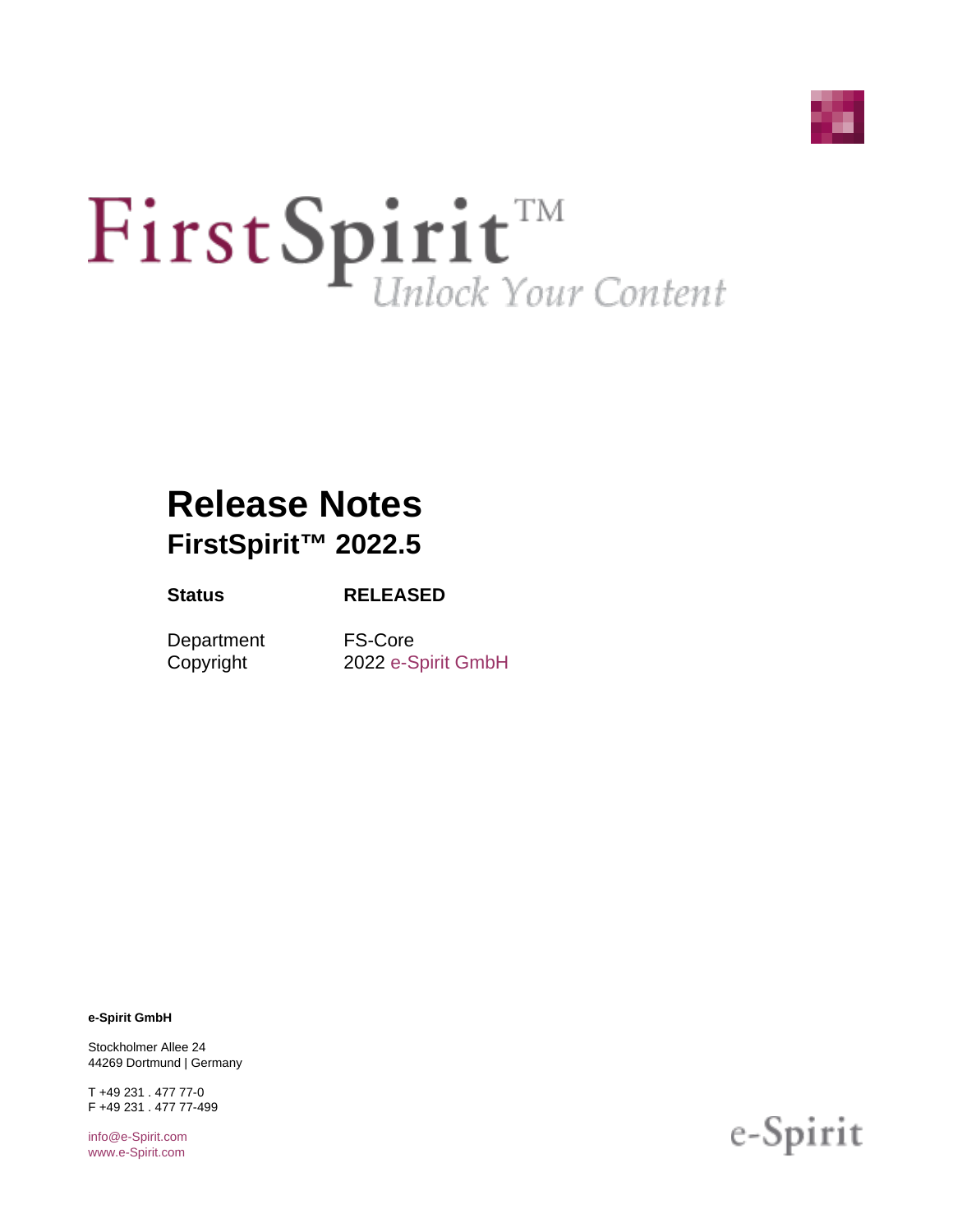FirstSpirit™ *Unlock Your Content*

# Release Notes

## FirstSpirit™ 2022.5

| **Status** | **RELEASED** |
| --- | --- |
| Department | FS-Core |
| Copyright | 2022 e-Spirit GmbH |

**e-Spirit GmbH**

Stockholmer Allee 24
44269 Dortmund | Germany

T +49 231 . 477 77-0
F +49 231 . 477 77-499

info@e-Spirit.com
www.e-Spirit.com

e-Spirit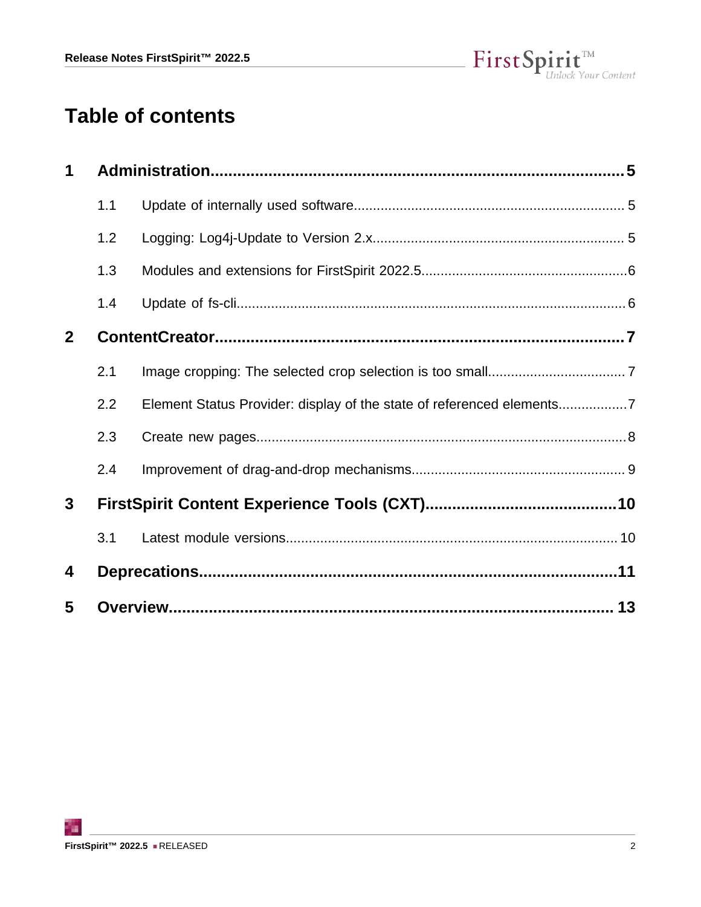# Table of contents

| | | |
|---|---|---|
| **1** | **Administration** | **5** |
| 1.1 | Update of internally used software | 5 |
| 1.2 | Logging: Log4j-Update to Version 2.x | 5 |
| 1.3 | Modules and extensions for FirstSpirit 2022.5 | 6 |
| 1.4 | Update of fs-cli | 6 |
| **2** | **ContentCreator** | **7** |
| 2.1 | Image cropping: The selected crop selection is too small | 7 |
| 2.2 | Element Status Provider: display of the state of referenced elements | 7 |
| 2.3 | Create new pages | 8 |
| 2.4 | Improvement of drag-and-drop mechanisms | 9 |
| **3** | **FirstSpirit Content Experience Tools (CXT)** | **10** |
| 3.1 | Latest module versions | 10 |
| **4** | **Deprecations** | **11** |
| **5** | **Overview** | **13** |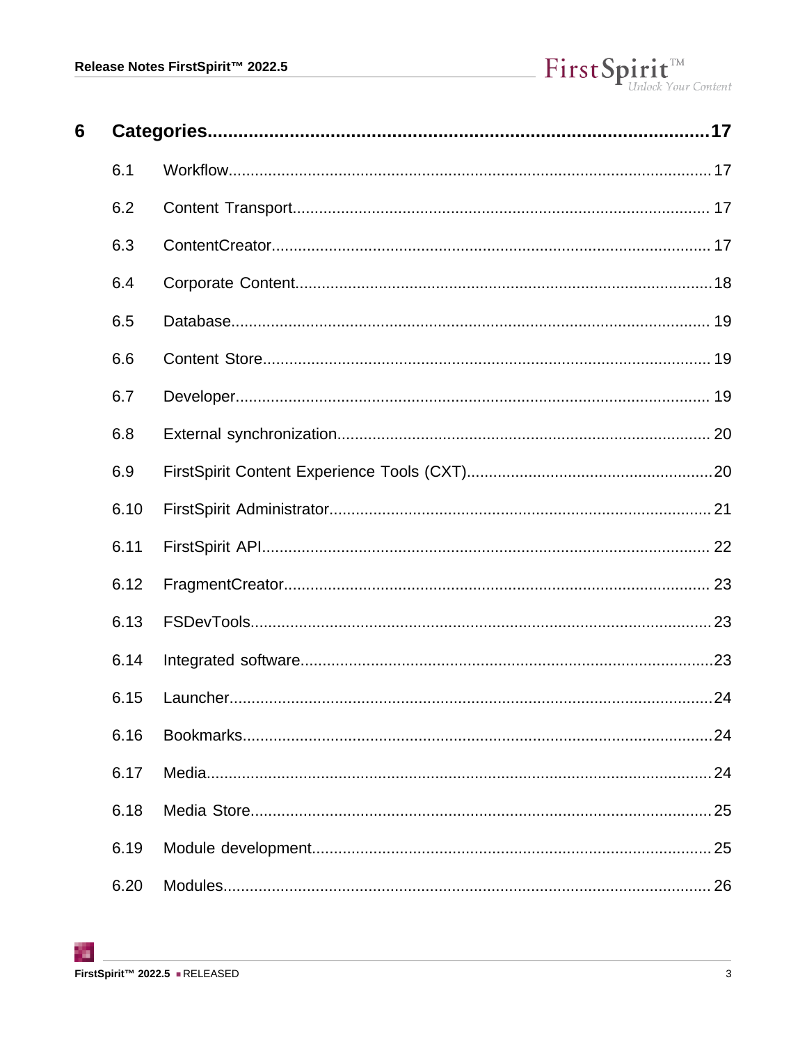**6 Categories....................................................................................17**

6.1 Workflow.............................................................................................17

6.2 Content Transport.............................................................................17

6.3 ContentCreator...................................................................................17

6.4 Corporate Content.............................................................................18

6.5 Database............................................................................................19

6.6 Content Store.....................................................................................19

6.7 Developer...........................................................................................19

6.8 External synchronization....................................................................20

6.9 FirstSpirit Content Experience Tools (CXT).......................................20

6.10 FirstSpirit Administrator.....................................................................21

6.11 FirstSpirit API.....................................................................................22

6.12 FragmentCreator...............................................................................23

6.13 FSDevTools.......................................................................................23

6.14 Integrated software............................................................................23

6.15 Launcher............................................................................................24

6.16 Bookmarks.........................................................................................24

6.17 Media.................................................................................................24

6.18 Media Store........................................................................................25

6.19 Module development..........................................................................25

6.20 Modules..............................................................................................26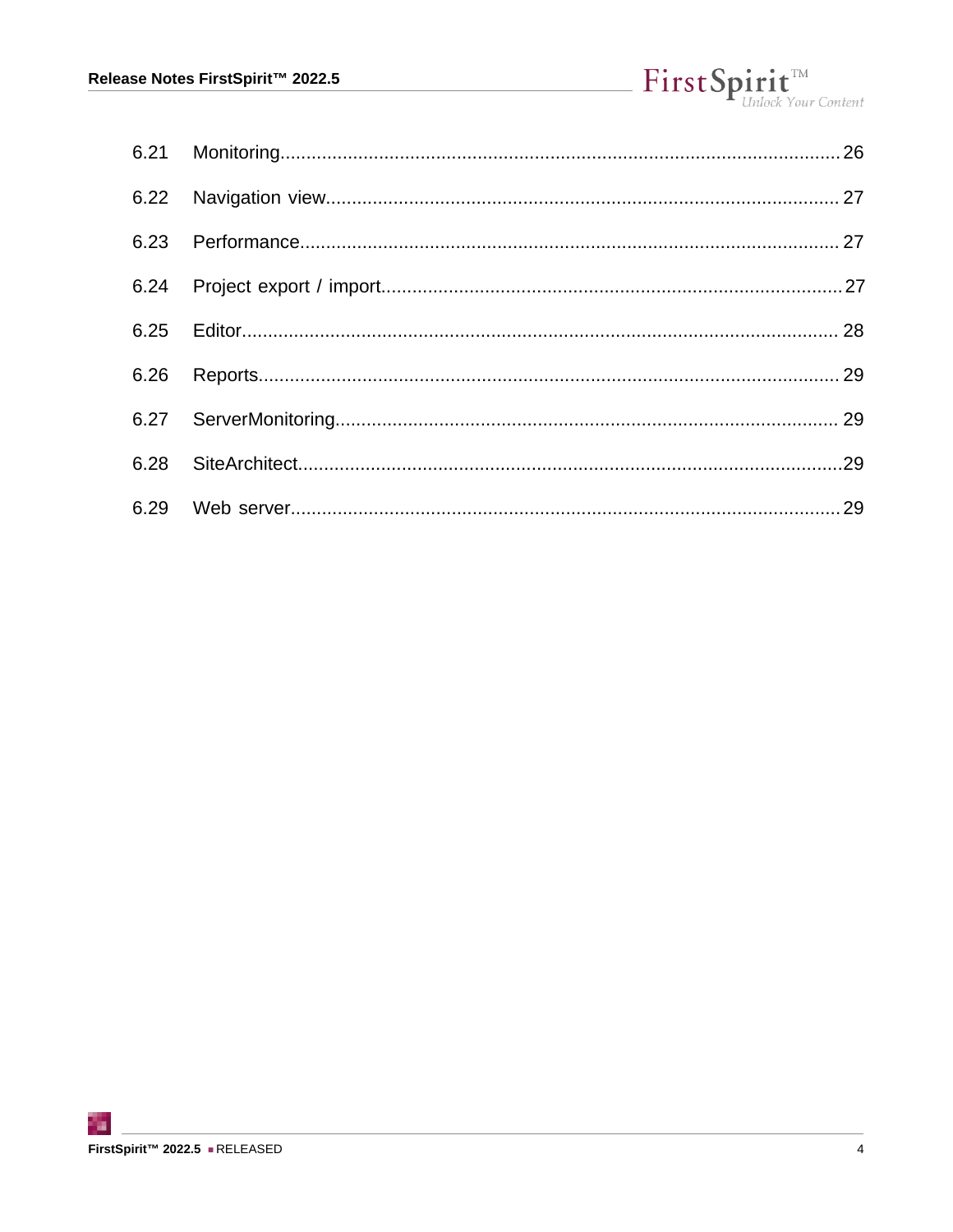| | | |
|---|---|---|
| 6.21 | Monitoring | 26 |
| 6.22 | Navigation view | 27 |
| 6.23 | Performance | 27 |
| 6.24 | Project export / import | 27 |
| 6.25 | Editor | 28 |
| 6.26 | Reports | 29 |
| 6.27 | ServerMonitoring | 29 |
| 6.28 | SiteArchitect | 29 |
| 6.29 | Web server | 29 |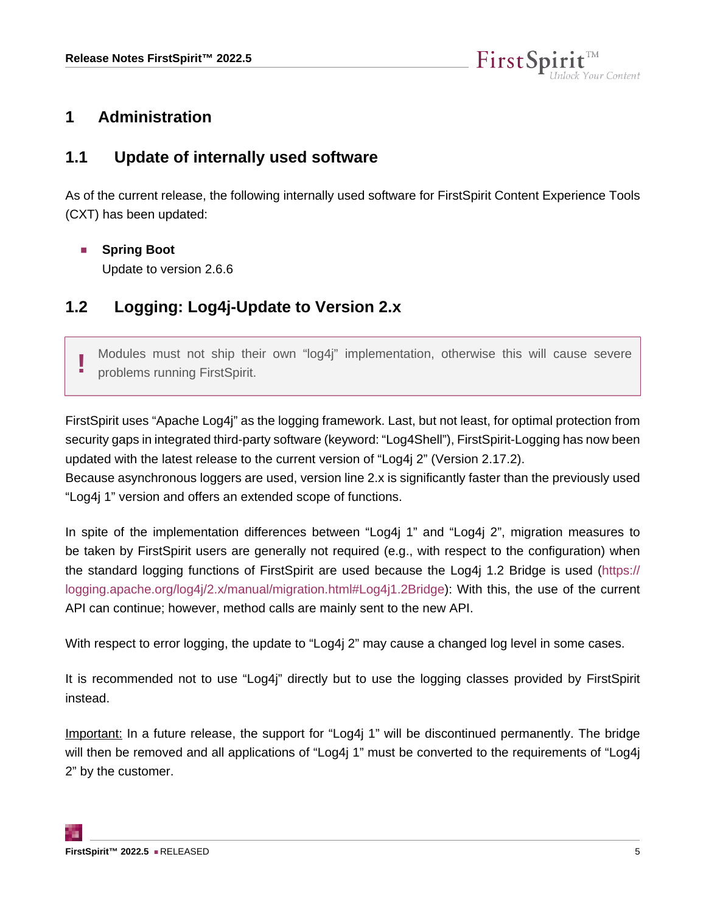# 1 Administration

## 1.1 Update of internally used software

As of the current release, the following internally used software for FirstSpirit Content Experience Tools (CXT) has been updated:

- **Spring Boot**
  Update to version 2.6.6

## 1.2 Logging: Log4j-Update to Version 2.x

> **!** Modules must not ship their own "log4j" implementation, otherwise this will cause severe problems running FirstSpirit.

FirstSpirit uses "Apache Log4j" as the logging framework. Last, but not least, for optimal protection from security gaps in integrated third-party software (keyword: "Log4Shell"), FirstSpirit-Logging has now been updated with the latest release to the current version of "Log4j 2" (Version 2.17.2).
Because asynchronous loggers are used, version line 2.x is significantly faster than the previously used "Log4j 1" version and offers an extended scope of functions.

In spite of the implementation differences between "Log4j 1" and "Log4j 2", migration measures to be taken by FirstSpirit users are generally not required (e.g., with respect to the configuration) when the standard logging functions of FirstSpirit are used because the Log4j 1.2 Bridge is used (https://logging.apache.org/log4j/2.x/manual/migration.html#Log4j1.2Bridge): With this, the use of the current API can continue; however, method calls are mainly sent to the new API.

With respect to error logging, the update to "Log4j 2" may cause a changed log level in some cases.

It is recommended not to use "Log4j" directly but to use the logging classes provided by FirstSpirit instead.

Important: In a future release, the support for "Log4j 1" will be discontinued permanently. The bridge will then be removed and all applications of "Log4j 1" must be converted to the requirements of "Log4j 2" by the customer.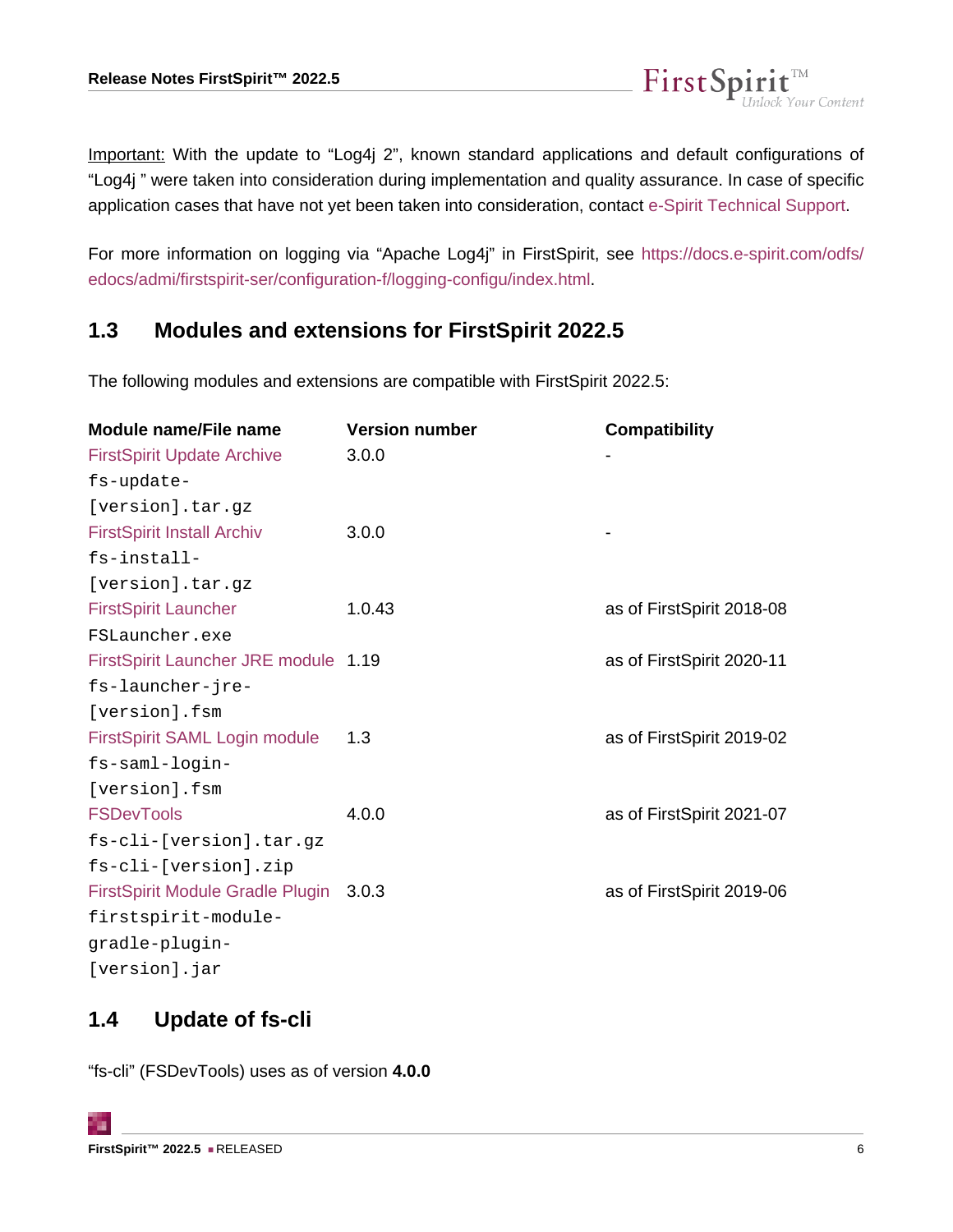Important: With the update to “Log4j 2”, known standard applications and default configurations of “Log4j ” were taken into consideration during implementation and quality assurance. In case of specific application cases that have not yet been taken into consideration, contact e-Spirit Technical Support.

For more information on logging via “Apache Log4j” in FirstSpirit, see https://docs.e-spirit.com/odfs/edocs/admi/firstspirit-ser/configuration-f/logging-configu/index.html.

## 1.3 Modules and extensions for FirstSpirit 2022.5

The following modules and extensions are compatible with FirstSpirit 2022.5:

| Module name/File name | Version number | Compatibility |
|---|---|---|
| FirstSpirit Update Archive `fs-update-[version].tar.gz` | 3.0.0 | - |
| FirstSpirit Install Archiv `fs-install-[version].tar.gz` | 3.0.0 | - |
| FirstSpirit Launcher `FSLauncher.exe` | 1.0.43 | as of FirstSpirit 2018-08 |
| FirstSpirit Launcher JRE module `fs-launcher-jre-[version].fsm` | 1.19 | as of FirstSpirit 2020-11 |
| FirstSpirit SAML Login module `fs-saml-login-[version].fsm` | 1.3 | as of FirstSpirit 2019-02 |
| FSDevTools `fs-cli-[version].tar.gz` `fs-cli-[version].zip` | 4.0.0 | as of FirstSpirit 2021-07 |
| FirstSpirit Module Gradle Plugin `firstspirit-module-gradle-plugin-[version].jar` | 3.0.3 | as of FirstSpirit 2019-06 |

## 1.4 Update of fs-cli

“fs-cli” (FSDevTools) uses as of version **4.0.0**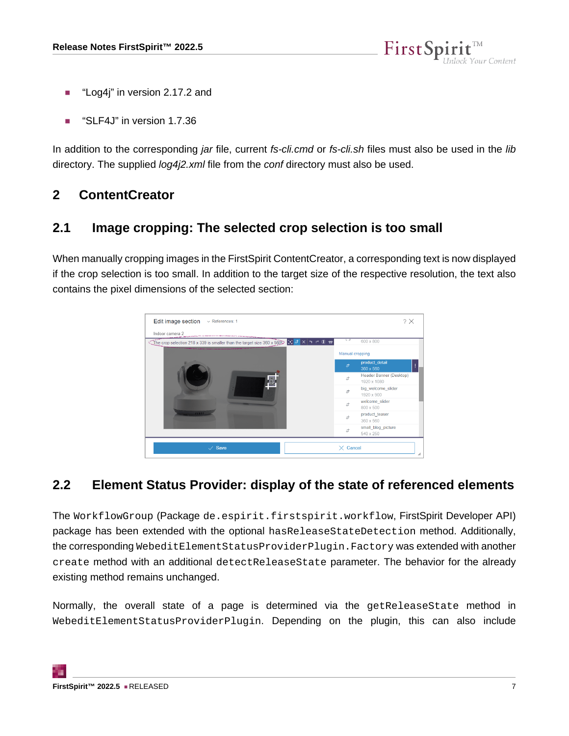- “Log4j” in version 2.17.2 and
- “SLF4J” in version 1.7.36

In addition to the corresponding *jar* file, current *fs-cli.cmd* or *fs-cli.sh* files must also be used in the *lib* directory. The supplied *log4j2.xml* file from the *conf* directory must also be used.

# 2 ContentCreator

## 2.1 Image cropping: The selected crop selection is too small

When manually cropping images in the FirstSpirit ContentCreator, a corresponding text is now displayed if the crop selection is too small. In addition to the target size of the respective resolution, the text also contains the pixel dimensions of the selected section:

## 2.2 Element Status Provider: display of the state of referenced elements

The `WorkflowGroup` (Package `de.espirit.firstspirit.workflow`, FirstSpirit Developer API) package has been extended with the optional `hasReleaseStateDetection` method. Additionally, the corresponding `WebeditElementStatusProviderPlugin.Factory` was extended with another `create` method with an additional `detectReleaseState` parameter. The behavior for the already existing method remains unchanged.

Normally, the overall state of a page is determined via the `getReleaseState` method in `WebeditElementStatusProviderPlugin`. Depending on the plugin, this can also include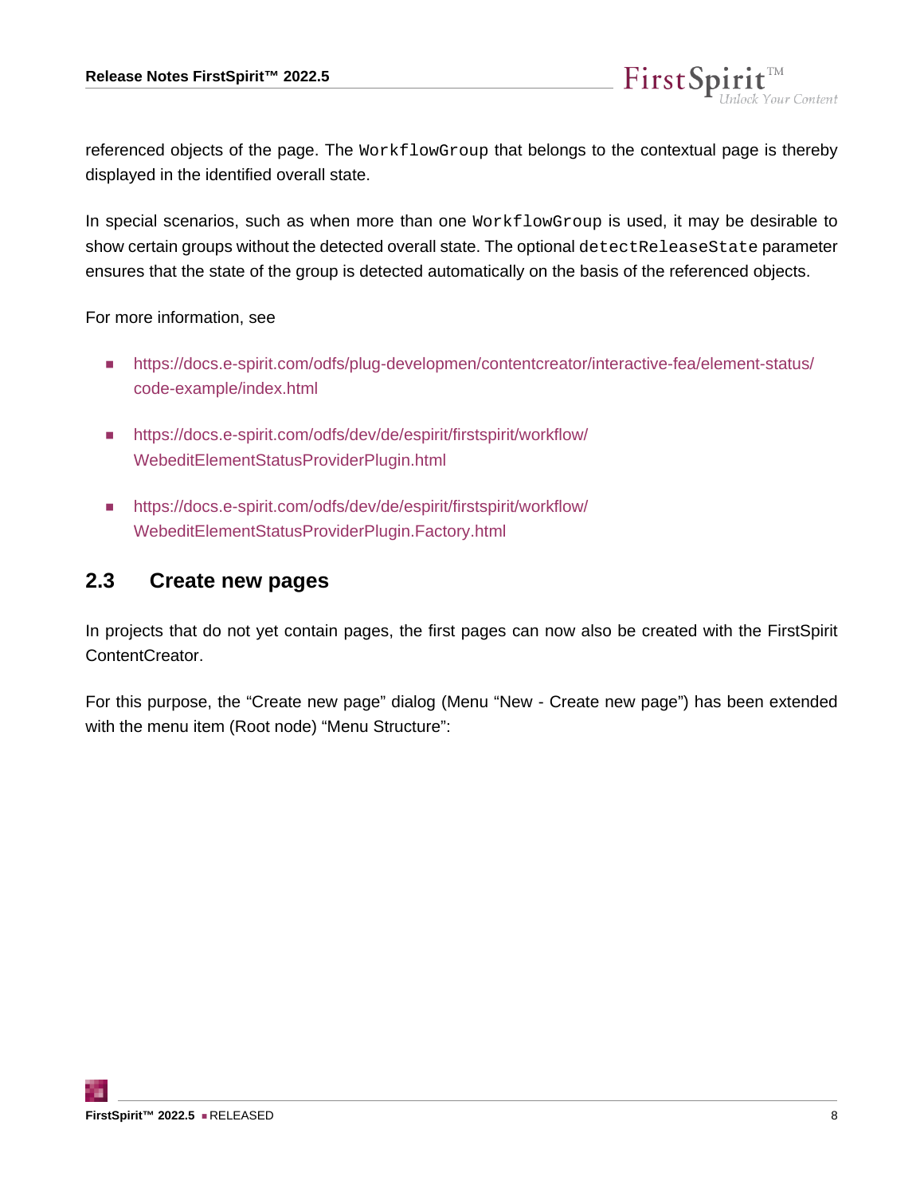referenced objects of the page. The `WorkflowGroup` that belongs to the contextual page is thereby displayed in the identified overall state.

In special scenarios, such as when more than one `WorkflowGroup` is used, it may be desirable to show certain groups without the detected overall state. The optional `detectReleaseState` parameter ensures that the state of the group is detected automatically on the basis of the referenced objects.

For more information, see

- https://docs.e-spirit.com/odfs/plug-developmen/contentcreator/interactive-fea/element-status/code-example/index.html
- https://docs.e-spirit.com/odfs/dev/de/espirit/firstspirit/workflow/WebeditElementStatusProviderPlugin.html
- https://docs.e-spirit.com/odfs/dev/de/espirit/firstspirit/workflow/WebeditElementStatusProviderPlugin.Factory.html

## 2.3 Create new pages

In projects that do not yet contain pages, the first pages can now also be created with the FirstSpirit ContentCreator.

For this purpose, the “Create new page” dialog (Menu “New - Create new page”) has been extended with the menu item (Root node) “Menu Structure”: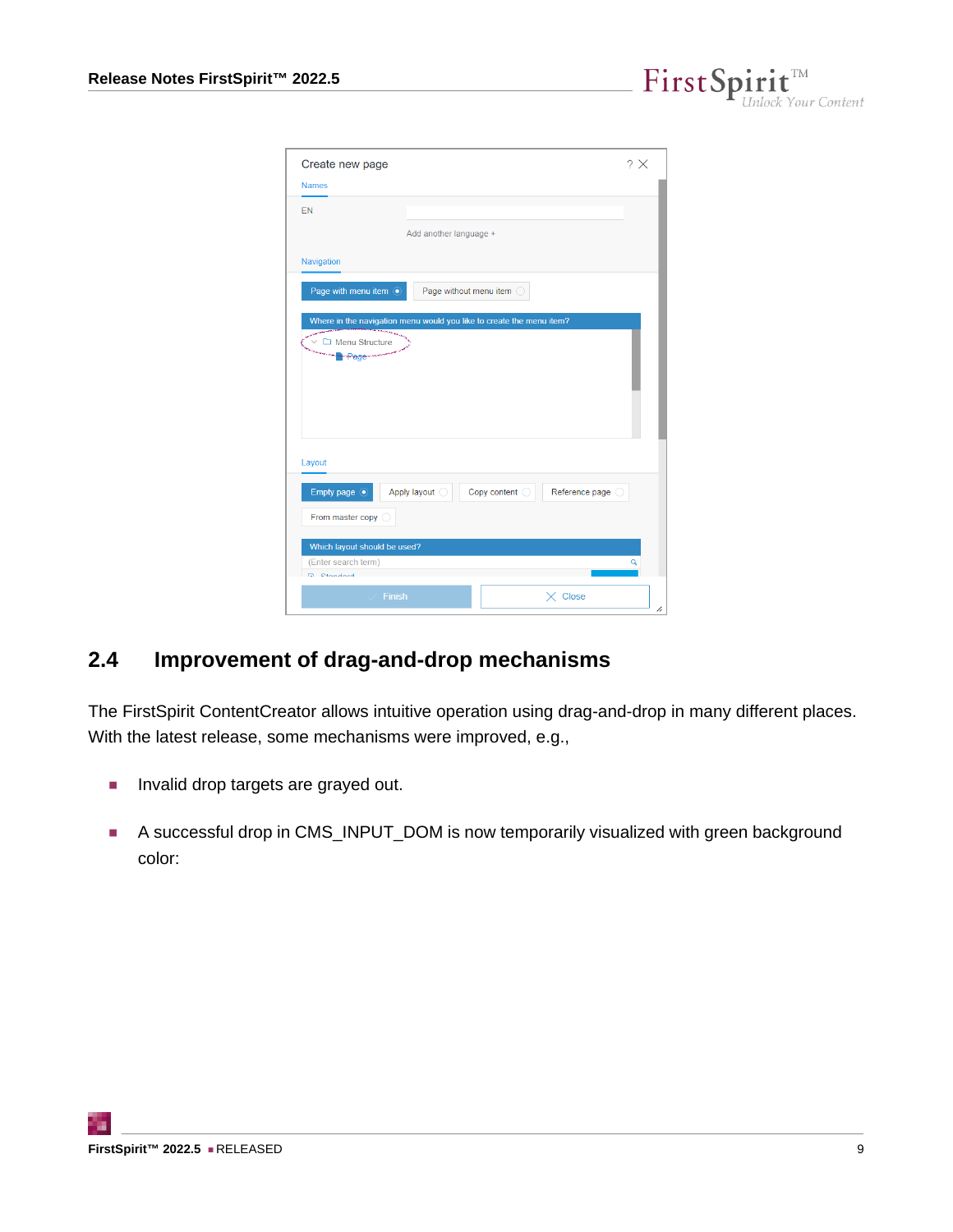## 2.4 Improvement of drag-and-drop mechanisms

The FirstSpirit ContentCreator allows intuitive operation using drag-and-drop in many different places. With the latest release, some mechanisms were improved, e.g.,

- Invalid drop targets are grayed out.
- A successful drop in CMS_INPUT_DOM is now temporarily visualized with green background color: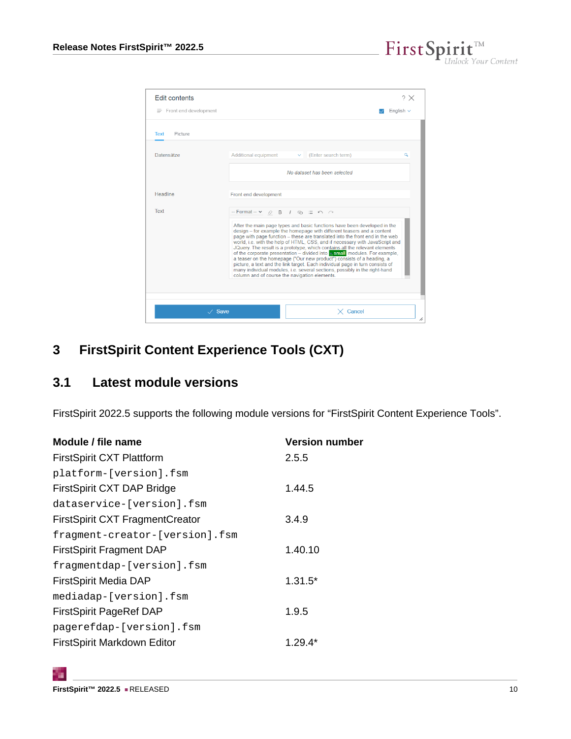## 3 FirstSpirit Content Experience Tools (CXT)

### 3.1 Latest module versions

FirstSpirit 2022.5 supports the following module versions for “FirstSpirit Content Experience Tools”.

| Module / file name | Version number |
|---|---|
| FirstSpirit CXT Plattform<br>`platform-[version].fsm` | 2.5.5 |
| FirstSpirit CXT DAP Bridge<br>`dataservice-[version].fsm` | 1.44.5 |
| FirstSpirit CXT FragmentCreator<br>`fragment-creator-[version].fsm` | 3.4.9 |
| FirstSpirit Fragment DAP<br>`fragmentdap-[version].fsm` | 1.40.10 |
| FirstSpirit Media DAP<br>`mediadap-[version].fsm` | 1.31.5* |
| FirstSpirit PageRef DAP<br>`pagerefdap-[version].fsm` | 1.9.5 |
| FirstSpirit Markdown Editor | 1.29.4* |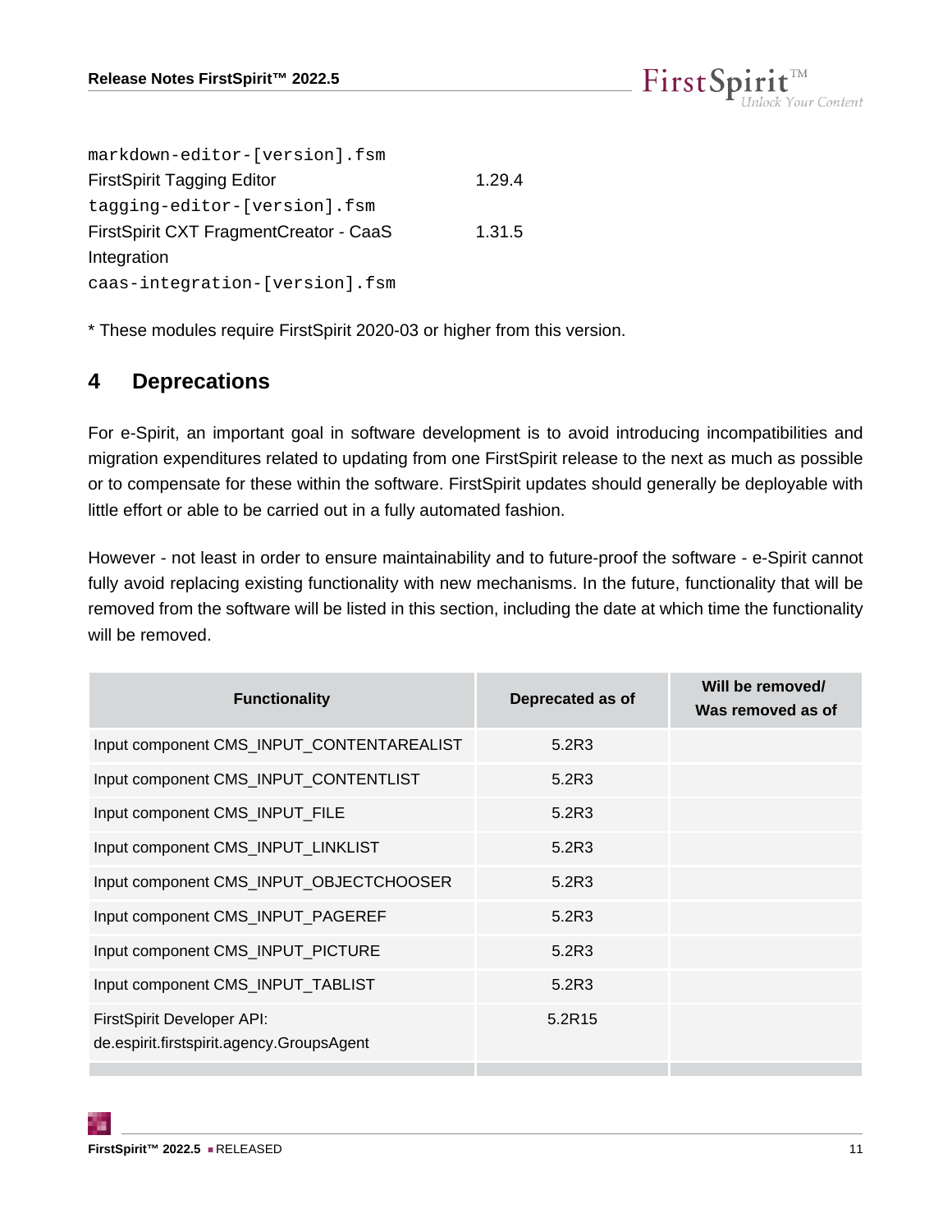| | |
|---|---|
| markdown-editor-[version].fsm | |
| FirstSpirit Tagging Editor<br>tagging-editor-[version].fsm | 1.29.4 |
| FirstSpirit CXT FragmentCreator - CaaS Integration<br>caas-integration-[version].fsm | 1.31.5 |

* These modules require FirstSpirit 2020-03 or higher from this version.

# 4 Deprecations

For e-Spirit, an important goal in software development is to avoid introducing incompatibilities and migration expenditures related to updating from one FirstSpirit release to the next as much as possible or to compensate for these within the software. FirstSpirit updates should generally be deployable with little effort or able to be carried out in a fully automated fashion.

However - not least in order to ensure maintainability and to future-proof the software - e-Spirit cannot fully avoid replacing existing functionality with new mechanisms. In the future, functionality that will be removed from the software will be listed in this section, including the date at which time the functionality will be removed.

| Functionality | Deprecated as of | Will be removed/ Was removed as of |
|---|---|---|
| Input component CMS_INPUT_CONTENTAREALIST | 5.2R3 | |
| Input component CMS_INPUT_CONTENTLIST | 5.2R3 | |
| Input component CMS_INPUT_FILE | 5.2R3 | |
| Input component CMS_INPUT_LINKLIST | 5.2R3 | |
| Input component CMS_INPUT_OBJECTCHOOSER | 5.2R3 | |
| Input component CMS_INPUT_PAGEREF | 5.2R3 | |
| Input component CMS_INPUT_PICTURE | 5.2R3 | |
| Input component CMS_INPUT_TABLIST | 5.2R3 | |
| FirstSpirit Developer API: de.espirit.firstspirit.agency.GroupsAgent | 5.2R15 | |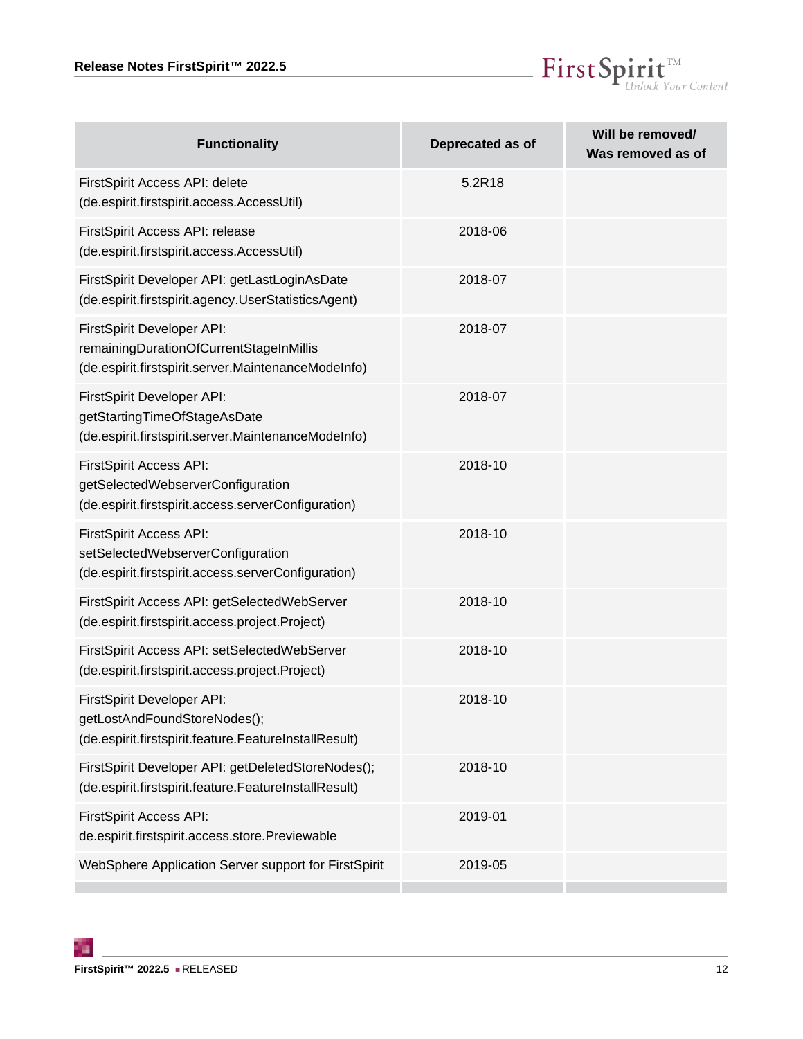| Functionality | Deprecated as of | Will be removed/ Was removed as of |
|---|---|---|
| FirstSpirit Access API: delete (de.espirit.firstspirit.access.AccessUtil) | 5.2R18 | |
| FirstSpirit Access API: release (de.espirit.firstspirit.access.AccessUtil) | 2018-06 | |
| FirstSpirit Developer API: getLastLoginAsDate (de.espirit.firstspirit.agency.UserStatisticsAgent) | 2018-07 | |
| FirstSpirit Developer API: remainingDurationOfCurrentStageInMillis (de.espirit.firstspirit.server.MaintenanceModeInfo) | 2018-07 | |
| FirstSpirit Developer API: getStartingTimeOfStageAsDate (de.espirit.firstspirit.server.MaintenanceModeInfo) | 2018-07 | |
| FirstSpirit Access API: getSelectedWebserverConfiguration (de.espirit.firstspirit.access.serverConfiguration) | 2018-10 | |
| FirstSpirit Access API: setSelectedWebserverConfiguration (de.espirit.firstspirit.access.serverConfiguration) | 2018-10 | |
| FirstSpirit Access API: getSelectedWebServer (de.espirit.firstspirit.access.project.Project) | 2018-10 | |
| FirstSpirit Access API: setSelectedWebServer (de.espirit.firstspirit.access.project.Project) | 2018-10 | |
| FirstSpirit Developer API: getLostAndFoundStoreNodes(); (de.espirit.firstspirit.feature.FeatureInstallResult) | 2018-10 | |
| FirstSpirit Developer API: getDeletedStoreNodes(); (de.espirit.firstspirit.feature.FeatureInstallResult) | 2018-10 | |
| FirstSpirit Access API: de.espirit.firstspirit.access.store.Previewable | 2019-01 | |
| WebSphere Application Server support for FirstSpirit | 2019-05 | |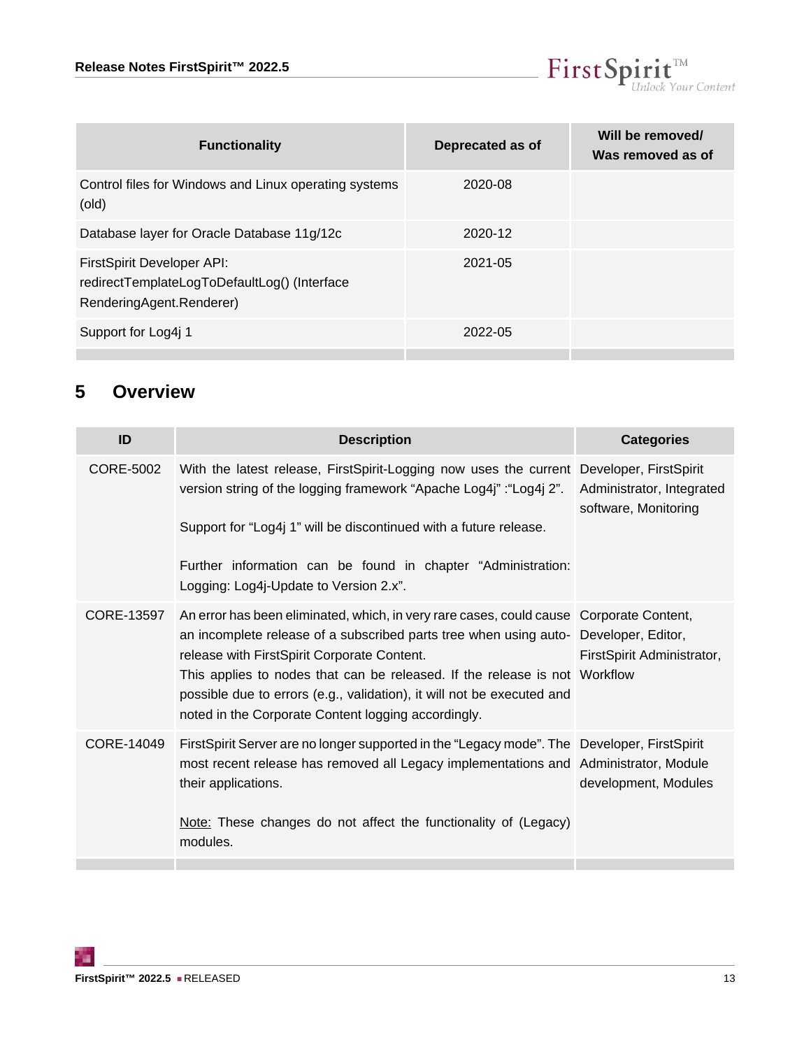| Functionality | Deprecated as of | Will be removed/ Was removed as of |
|---|---|---|
| Control files for Windows and Linux operating systems (old) | 2020-08 | |
| Database layer for Oracle Database 11g/12c | 2020-12 | |
| FirstSpirit Developer API: redirectTemplateLogToDefaultLog() (Interface RenderingAgent.Renderer) | 2021-05 | |
| Support for Log4j 1 | 2022-05 | |

# 5 Overview

| ID | Description | Categories |
|---|---|---|
| CORE-5002 | With the latest release, FirstSpirit-Logging now uses the current version string of the logging framework “Apache Log4j” :“Log4j 2”.<br><br>Support for “Log4j 1” will be discontinued with a future release.<br><br>Further information can be found in chapter “Administration: Logging: Log4j-Update to Version 2.x”. | Developer, FirstSpirit Administrator, Integrated software, Monitoring |
| CORE-13597 | An error has been eliminated, which, in very rare cases, could cause an incomplete release of a subscribed parts tree when using auto-release with FirstSpirit Corporate Content.<br>This applies to nodes that can be released. If the release is not possible due to errors (e.g., validation), it will not be executed and noted in the Corporate Content logging accordingly. | Corporate Content, Developer, Editor, FirstSpirit Administrator, Workflow |
| CORE-14049 | FirstSpirit Server are no longer supported in the “Legacy mode”. The most recent release has removed all Legacy implementations and their applications.<br><br>Note: These changes do not affect the functionality of (Legacy) modules. | Developer, FirstSpirit Administrator, Module development, Modules |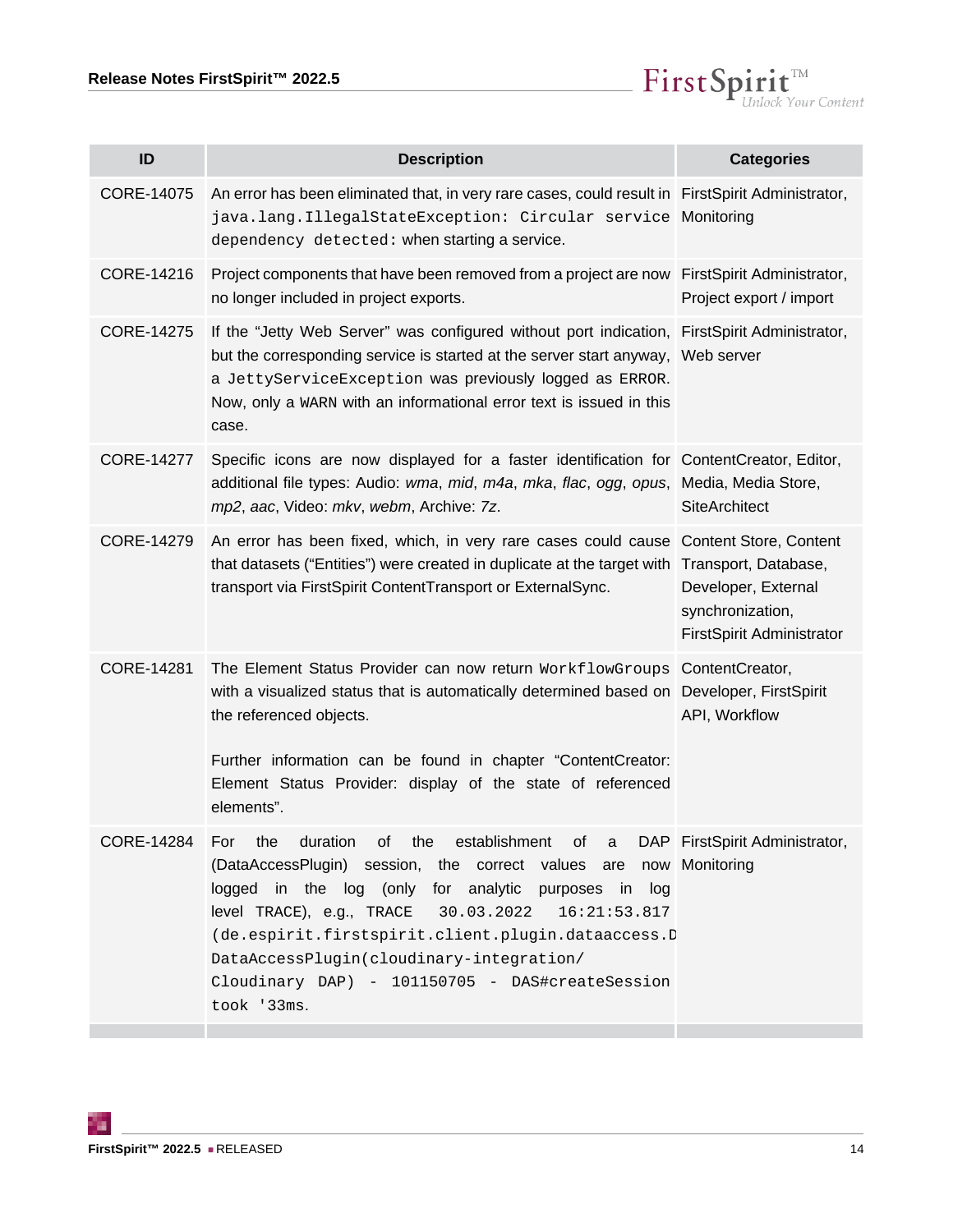| ID | Description | Categories |
|---|---|---|
| CORE-14075 | An error has been eliminated that, in very rare cases, could result in `java.lang.IllegalStateException: Circular service dependency detected:` when starting a service. | FirstSpirit Administrator, Monitoring |
| CORE-14216 | Project components that have been removed from a project are now no longer included in project exports. | FirstSpirit Administrator, Project export / import |
| CORE-14275 | If the “Jetty Web Server” was configured without port indication, but the corresponding service is started at the server start anyway, a `JettyServiceException` was previously logged as `ERROR`. Now, only a `WARN` with an informational error text is issued in this case. | FirstSpirit Administrator, Web server |
| CORE-14277 | Specific icons are now displayed for a faster identification for additional file types: Audio: *wma*, *mid*, *m4a*, *mka*, *flac*, *ogg*, *opus*, *mp2*, *aac*, Video: *mkv*, *webm*, Archive: *7z*. | ContentCreator, Editor, Media, Media Store, SiteArchitect |
| CORE-14279 | An error has been fixed, which, in very rare cases could cause that datasets (“Entities”) were created in duplicate at the target with transport via FirstSpirit ContentTransport or ExternalSync. | Content Store, Content Transport, Database, Developer, External synchronization, FirstSpirit Administrator |
| CORE-14281 | The Element Status Provider can now return `WorkflowGroups` with a visualized status that is automatically determined based on the referenced objects.<br><br>Further information can be found in chapter “ContentCreator: Element Status Provider: display of the state of referenced elements”. | ContentCreator, Developer, FirstSpirit API, Workflow |
| CORE-14284 | For the duration of the establishment of a DAP (DataAccessPlugin) session, the correct values are now logged in the log (only for analytic purposes in log level `TRACE`), e.g., `TRACE 30.03.2022 16:21:53.817 (de.espirit.firstspirit.client.plugin.dataaccess.D DataAccessPlugin(cloudinary-integration/ Cloudinary DAP) - 101150705 - DAS#createSession took '33ms`. | FirstSpirit Administrator, Monitoring |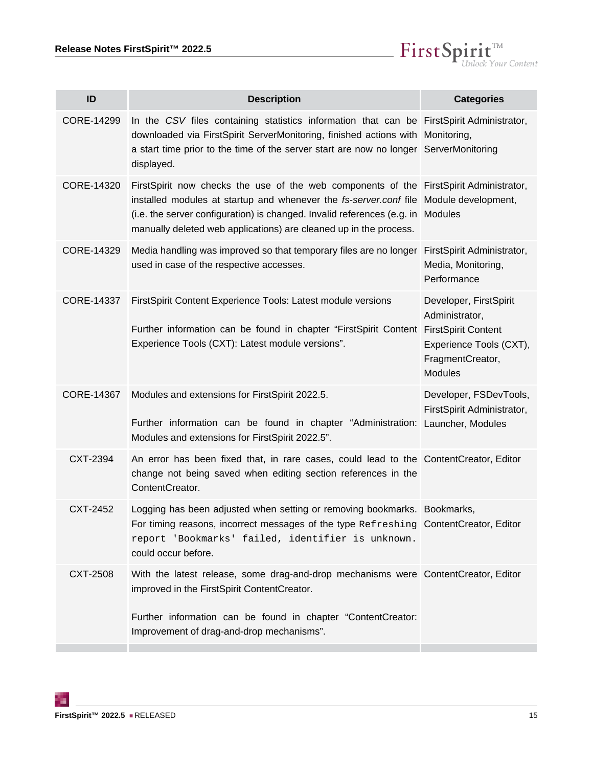| ID | Description | Categories |
|---|---|---|
| CORE-14299 | In the *CSV* files containing statistics information that can be downloaded via FirstSpirit ServerMonitoring, finished actions with a start time prior to the time of the server start are now no longer displayed. | FirstSpirit Administrator, Monitoring, ServerMonitoring |
| CORE-14320 | FirstSpirit now checks the use of the web components of the installed modules at startup and whenever the *fs-server.conf* file (i.e. the server configuration) is changed. Invalid references (e.g. in manually deleted web applications) are cleaned up in the process. | FirstSpirit Administrator, Module development, Modules |
| CORE-14329 | Media handling was improved so that temporary files are no longer used in case of the respective accesses. | FirstSpirit Administrator, Media, Monitoring, Performance |
| CORE-14337 | FirstSpirit Content Experience Tools: Latest module versions<br><br>Further information can be found in chapter “FirstSpirit Content Experience Tools (CXT): Latest module versions”. | Developer, FirstSpirit Administrator, FirstSpirit Content Experience Tools (CXT), FragmentCreator, Modules |
| CORE-14367 | Modules and extensions for FirstSpirit 2022.5.<br><br>Further information can be found in chapter “Administration: Modules and extensions for FirstSpirit 2022.5”. | Developer, FSDevTools, FirstSpirit Administrator, Launcher, Modules |
| CXT-2394 | An error has been fixed that, in rare cases, could lead to the change not being saved when editing section references in the ContentCreator. | ContentCreator, Editor |
| CXT-2452 | Logging has been adjusted when setting or removing bookmarks. For timing reasons, incorrect messages of the type `Refreshing report 'Bookmarks' failed, identifier is unknown.` could occur before. | Bookmarks, ContentCreator, Editor |
| CXT-2508 | With the latest release, some drag-and-drop mechanisms were improved in the FirstSpirit ContentCreator.<br><br>Further information can be found in chapter “ContentCreator: Improvement of drag-and-drop mechanisms”. | ContentCreator, Editor |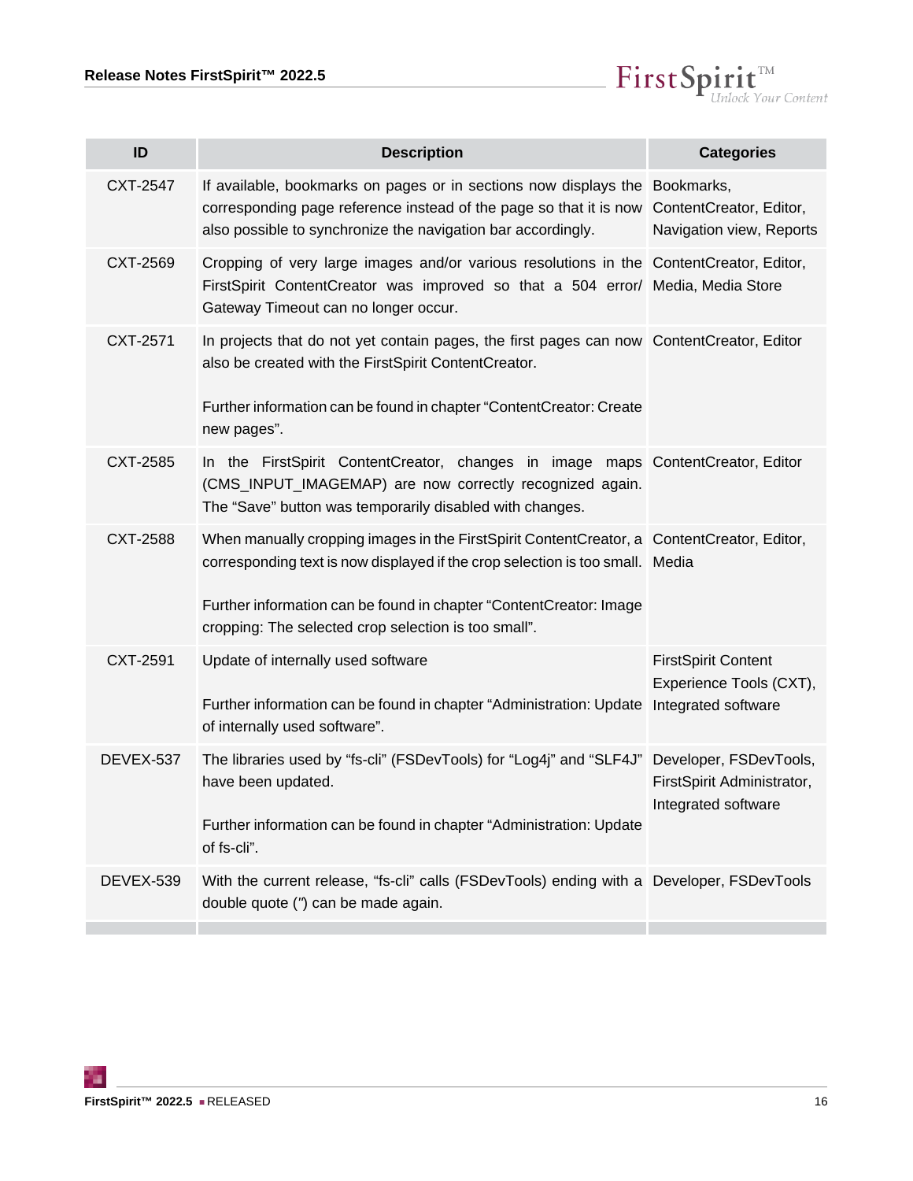| ID | Description | Categories |
|---|---|---|
| CXT-2547 | If available, bookmarks on pages or in sections now displays the corresponding page reference instead of the page so that it is now also possible to synchronize the navigation bar accordingly. | Bookmarks, ContentCreator, Editor, Navigation view, Reports |
| CXT-2569 | Cropping of very large images and/or various resolutions in the FirstSpirit ContentCreator was improved so that a 504 error/ Gateway Timeout can no longer occur. | ContentCreator, Editor, Media, Media Store |
| CXT-2571 | In projects that do not yet contain pages, the first pages can now also be created with the FirstSpirit ContentCreator.<br><br>Further information can be found in chapter "ContentCreator: Create new pages". | ContentCreator, Editor |
| CXT-2585 | In the FirstSpirit ContentCreator, changes in image maps (CMS_INPUT_IMAGEMAP) are now correctly recognized again. The "Save" button was temporarily disabled with changes. | ContentCreator, Editor |
| CXT-2588 | When manually cropping images in the FirstSpirit ContentCreator, a corresponding text is now displayed if the crop selection is too small.<br><br>Further information can be found in chapter "ContentCreator: Image cropping: The selected crop selection is too small". | ContentCreator, Editor, Media |
| CXT-2591 | Update of internally used software<br><br>Further information can be found in chapter "Administration: Update of internally used software". | FirstSpirit Content Experience Tools (CXT), Integrated software |
| DEVEX-537 | The libraries used by "fs-cli" (FSDevTools) for "Log4j" and "SLF4J" have been updated.<br><br>Further information can be found in chapter "Administration: Update of fs-cli". | Developer, FSDevTools, FirstSpirit Administrator, Integrated software |
| DEVEX-539 | With the current release, "fs-cli" calls (FSDevTools) ending with a double quote (") can be made again. | Developer, FSDevTools |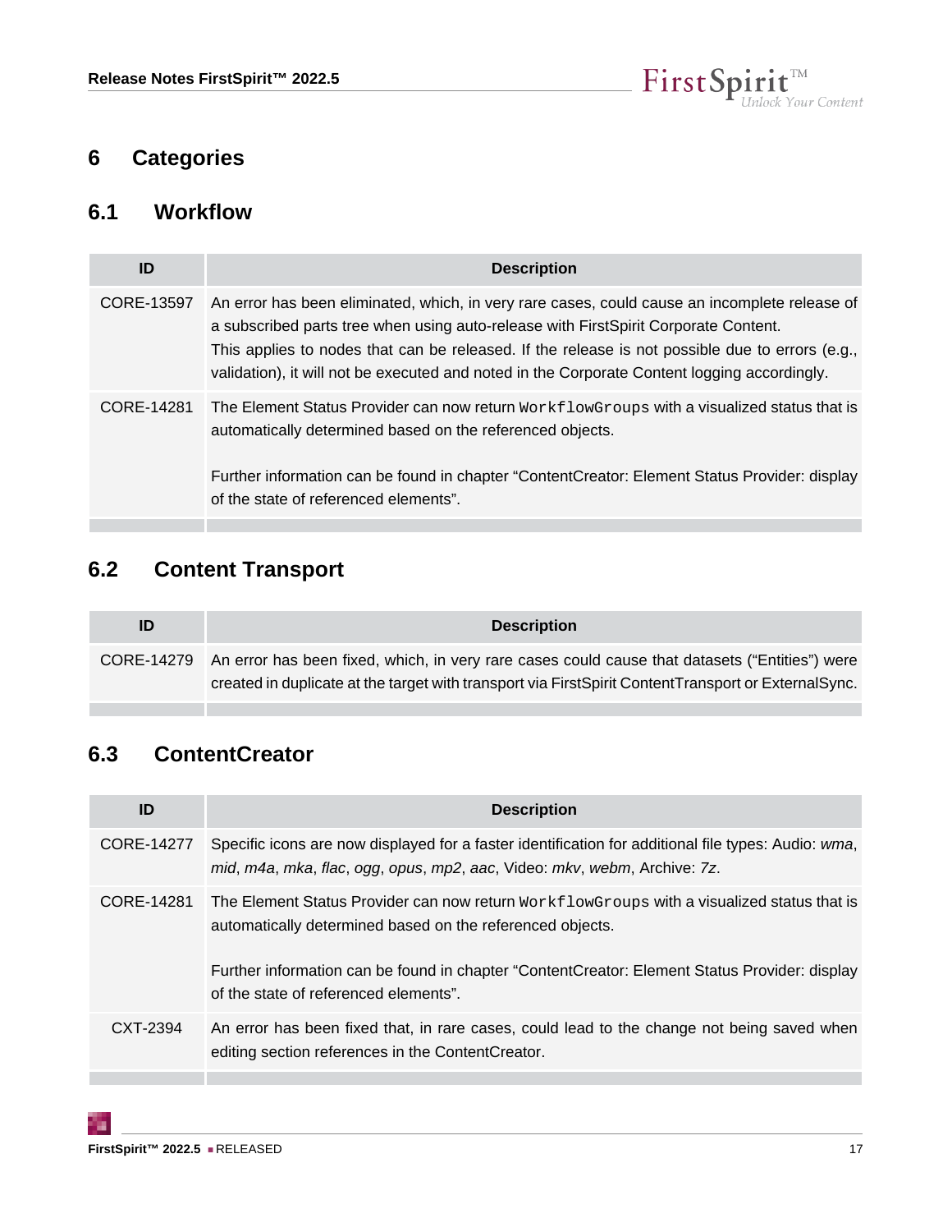# 6 Categories

## 6.1 Workflow

| ID | Description |
|---|---|
| CORE-13597 | An error has been eliminated, which, in very rare cases, could cause an incomplete release of a subscribed parts tree when using auto-release with FirstSpirit Corporate Content.<br>This applies to nodes that can be released. If the release is not possible due to errors (e.g., validation), it will not be executed and noted in the Corporate Content logging accordingly. |
| CORE-14281 | The Element Status Provider can now return `WorkflowGroups` with a visualized status that is automatically determined based on the referenced objects.<br><br>Further information can be found in chapter "ContentCreator: Element Status Provider: display of the state of referenced elements". |

## 6.2 Content Transport

| ID | Description |
|---|---|
| CORE-14279 | An error has been fixed, which, in very rare cases could cause that datasets ("Entities") were created in duplicate at the target with transport via FirstSpirit ContentTransport or ExternalSync. |

## 6.3 ContentCreator

| ID | Description |
|---|---|
| CORE-14277 | Specific icons are now displayed for a faster identification for additional file types: Audio: *wma*, *mid*, *m4a*, *mka*, *flac*, *ogg*, *opus*, *mp2*, *aac*, Video: *mkv*, *webm*, Archive: *7z*. |
| CORE-14281 | The Element Status Provider can now return `WorkflowGroups` with a visualized status that is automatically determined based on the referenced objects.<br><br>Further information can be found in chapter "ContentCreator: Element Status Provider: display of the state of referenced elements". |
| CXT-2394 | An error has been fixed that, in rare cases, could lead to the change not being saved when editing section references in the ContentCreator. |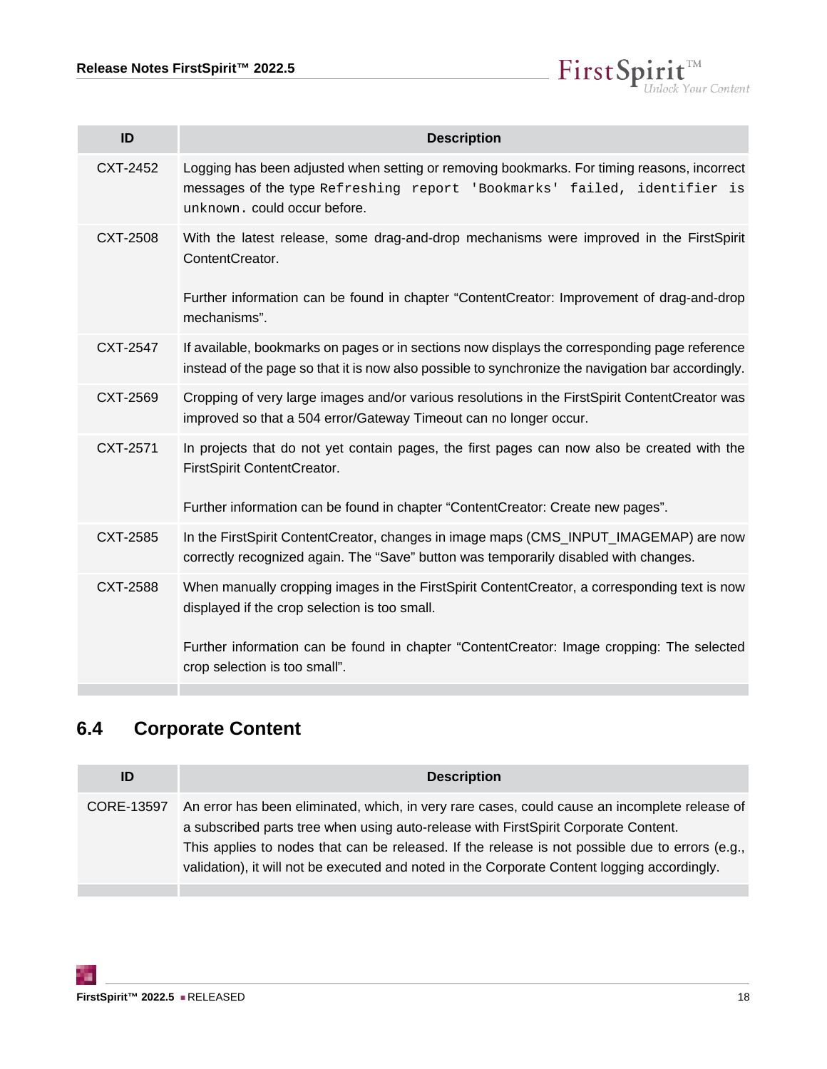| ID | Description |
|---|---|
| CXT-2452 | Logging has been adjusted when setting or removing bookmarks. For timing reasons, incorrect messages of the type `Refreshing report 'Bookmarks' failed, identifier is unknown.` could occur before. |
| CXT-2508 | With the latest release, some drag-and-drop mechanisms were improved in the FirstSpirit ContentCreator.<br><br>Further information can be found in chapter “ContentCreator: Improvement of drag-and-drop mechanisms”. |
| CXT-2547 | If available, bookmarks on pages or in sections now displays the corresponding page reference instead of the page so that it is now also possible to synchronize the navigation bar accordingly. |
| CXT-2569 | Cropping of very large images and/or various resolutions in the FirstSpirit ContentCreator was improved so that a 504 error/Gateway Timeout can no longer occur. |
| CXT-2571 | In projects that do not yet contain pages, the first pages can now also be created with the FirstSpirit ContentCreator.<br><br>Further information can be found in chapter “ContentCreator: Create new pages”. |
| CXT-2585 | In the FirstSpirit ContentCreator, changes in image maps (CMS_INPUT_IMAGEMAP) are now correctly recognized again. The “Save” button was temporarily disabled with changes. |
| CXT-2588 | When manually cropping images in the FirstSpirit ContentCreator, a corresponding text is now displayed if the crop selection is too small.<br><br>Further information can be found in chapter “ContentCreator: Image cropping: The selected crop selection is too small”. |

## 6.4 Corporate Content

| ID | Description |
|---|---|
| CORE-13597 | An error has been eliminated, which, in very rare cases, could cause an incomplete release of a subscribed parts tree when using auto-release with FirstSpirit Corporate Content.<br>This applies to nodes that can be released. If the release is not possible due to errors (e.g., validation), it will not be executed and noted in the Corporate Content logging accordingly. |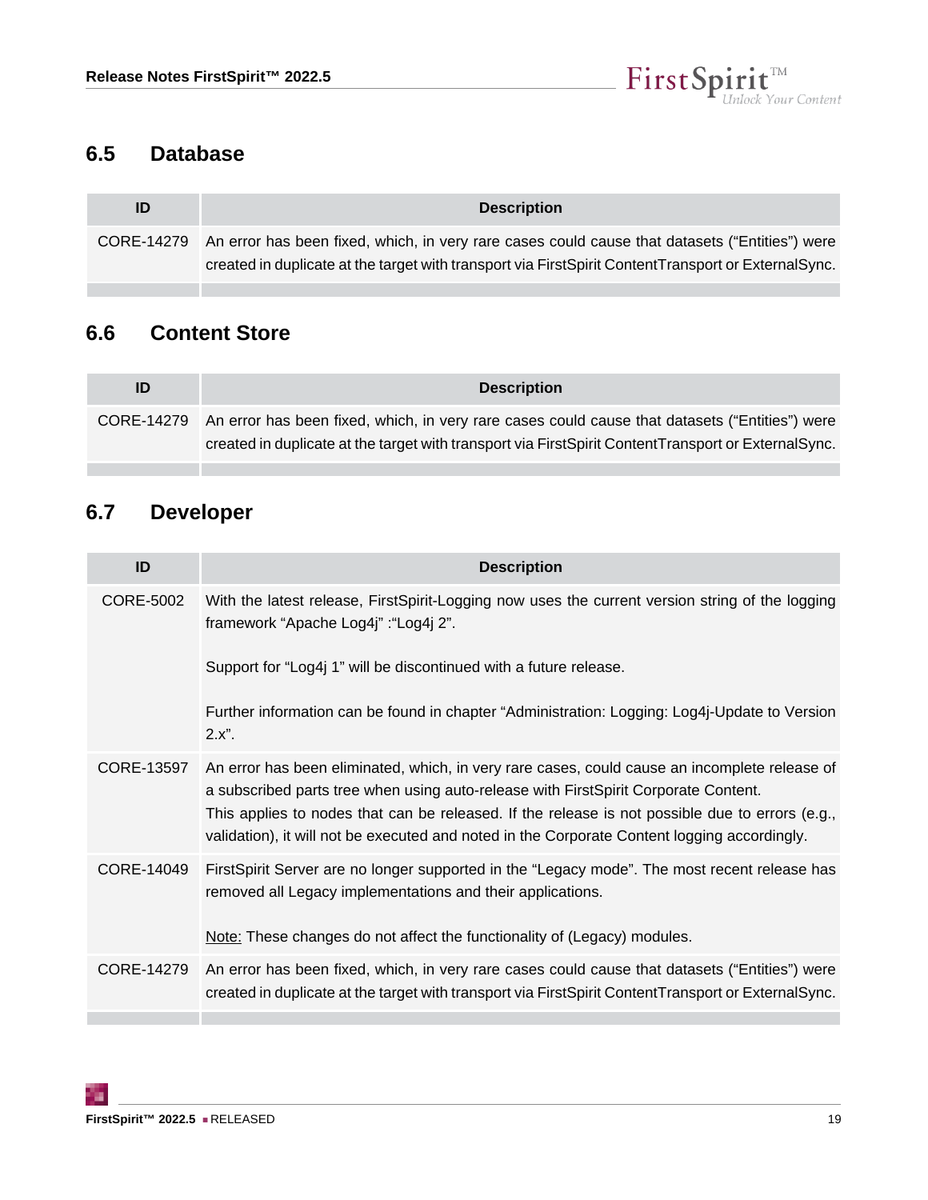## 6.5 Database

| ID | Description |
|---|---|
| CORE-14279 | An error has been fixed, which, in very rare cases could cause that datasets ("Entities") were created in duplicate at the target with transport via FirstSpirit ContentTransport or ExternalSync. |

## 6.6 Content Store

| ID | Description |
|---|---|
| CORE-14279 | An error has been fixed, which, in very rare cases could cause that datasets ("Entities") were created in duplicate at the target with transport via FirstSpirit ContentTransport or ExternalSync. |

## 6.7 Developer

| ID | Description |
|---|---|
| CORE-5002 | With the latest release, FirstSpirit-Logging now uses the current version string of the logging framework "Apache Log4j" :"Log4j 2".<br><br>Support for "Log4j 1" will be discontinued with a future release.<br><br>Further information can be found in chapter "Administration: Logging: Log4j-Update to Version 2.x". |
| CORE-13597 | An error has been eliminated, which, in very rare cases, could cause an incomplete release of a subscribed parts tree when using auto-release with FirstSpirit Corporate Content.<br>This applies to nodes that can be released. If the release is not possible due to errors (e.g., validation), it will not be executed and noted in the Corporate Content logging accordingly. |
| CORE-14049 | FirstSpirit Server are no longer supported in the "Legacy mode". The most recent release has removed all Legacy implementations and their applications.<br><br>Note: These changes do not affect the functionality of (Legacy) modules. |
| CORE-14279 | An error has been fixed, which, in very rare cases could cause that datasets ("Entities") were created in duplicate at the target with transport via FirstSpirit ContentTransport or ExternalSync. |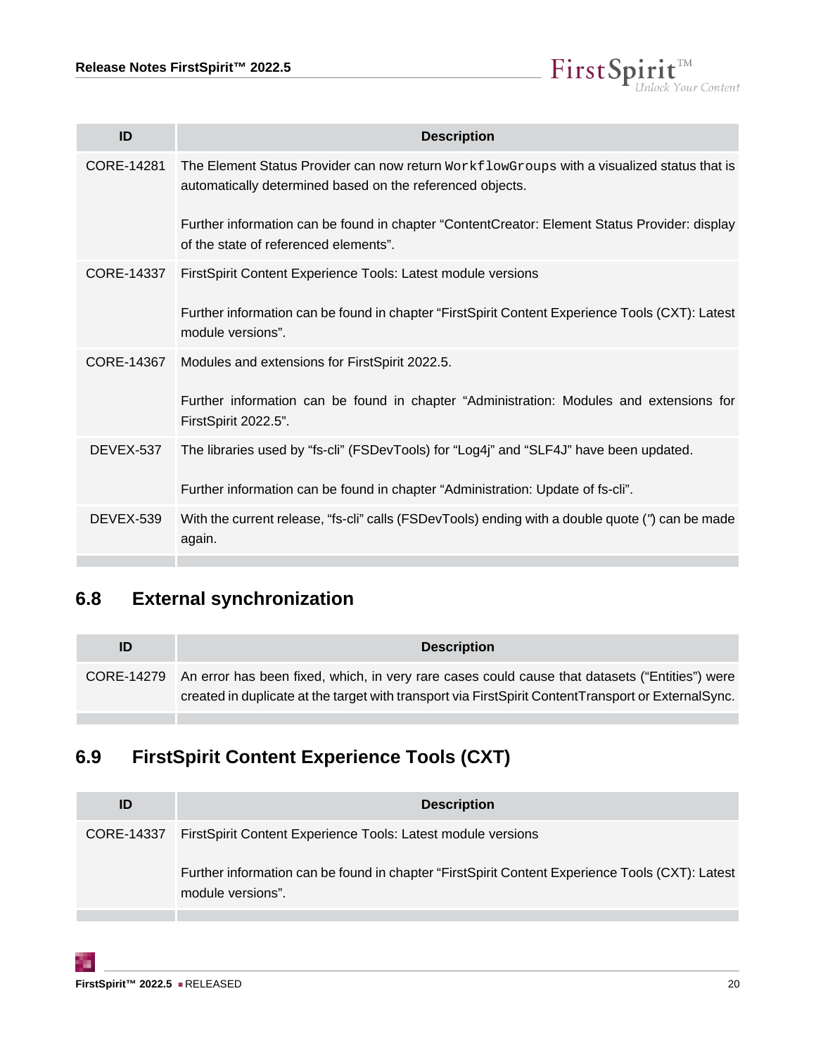| ID | Description |
| --- | --- |
| CORE-14281 | The Element Status Provider can now return `WorkflowGroups` with a visualized status that is automatically determined based on the referenced objects.<br><br>Further information can be found in chapter “ContentCreator: Element Status Provider: display of the state of referenced elements”. |
| CORE-14337 | FirstSpirit Content Experience Tools: Latest module versions<br><br>Further information can be found in chapter “FirstSpirit Content Experience Tools (CXT): Latest module versions”. |
| CORE-14367 | Modules and extensions for FirstSpirit 2022.5.<br><br>Further information can be found in chapter “Administration: Modules and extensions for FirstSpirit 2022.5”. |
| DEVEX-537 | The libraries used by “fs-cli” (FSDevTools) for “Log4j” and “SLF4J” have been updated.<br><br>Further information can be found in chapter “Administration: Update of fs-cli”. |
| DEVEX-539 | With the current release, “fs-cli” calls (FSDevTools) ending with a double quote (“) can be made again. |

## 6.8 External synchronization

| ID | Description |
| --- | --- |
| CORE-14279 | An error has been fixed, which, in very rare cases could cause that datasets (“Entities”) were created in duplicate at the target with transport via FirstSpirit ContentTransport or ExternalSync. |

## 6.9 FirstSpirit Content Experience Tools (CXT)

| ID | Description |
| --- | --- |
| CORE-14337 | FirstSpirit Content Experience Tools: Latest module versions<br><br>Further information can be found in chapter “FirstSpirit Content Experience Tools (CXT): Latest module versions”. |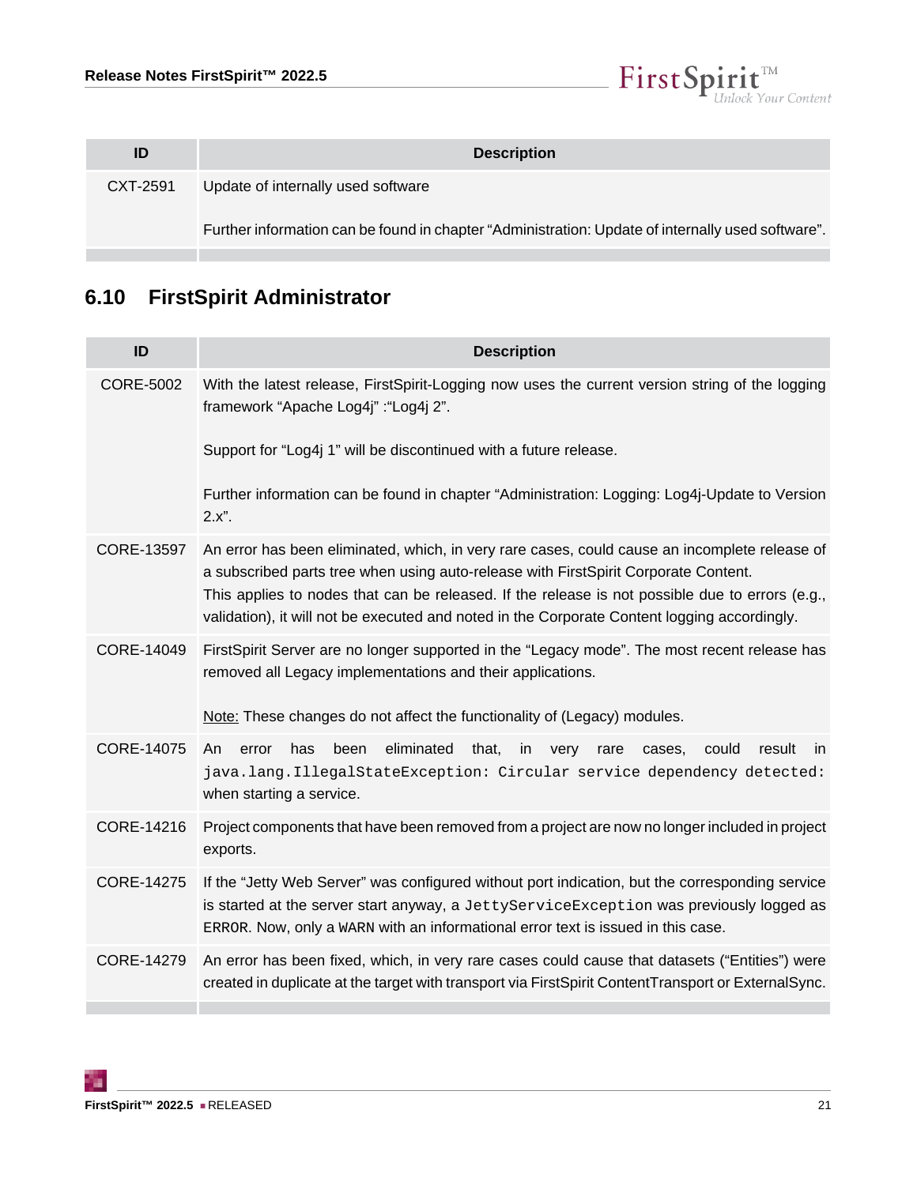| ID | Description |
| --- | --- |
| CXT-2591 | Update of internally used software<br><br>Further information can be found in chapter “Administration: Update of internally used software”. |

## 6.10 FirstSpirit Administrator

| ID | Description |
| --- | --- |
| CORE-5002 | With the latest release, FirstSpirit-Logging now uses the current version string of the logging framework “Apache Log4j” :“Log4j 2”.<br><br>Support for “Log4j 1” will be discontinued with a future release.<br><br>Further information can be found in chapter “Administration: Logging: Log4j-Update to Version 2.x”. |
| CORE-13597 | An error has been eliminated, which, in very rare cases, could cause an incomplete release of a subscribed parts tree when using auto-release with FirstSpirit Corporate Content.<br>This applies to nodes that can be released. If the release is not possible due to errors (e.g., validation), it will not be executed and noted in the Corporate Content logging accordingly. |
| CORE-14049 | FirstSpirit Server are no longer supported in the “Legacy mode”. The most recent release has removed all Legacy implementations and their applications.<br><br>Note: These changes do not affect the functionality of (Legacy) modules. |
| CORE-14075 | An error has been eliminated that, in very rare cases, could result in `java.lang.IllegalStateException: Circular service dependency detected:` when starting a service. |
| CORE-14216 | Project components that have been removed from a project are now no longer included in project exports. |
| CORE-14275 | If the “Jetty Web Server” was configured without port indication, but the corresponding service is started at the server start anyway, a `JettyServiceException` was previously logged as `ERROR`. Now, only a `WARN` with an informational error text is issued in this case. |
| CORE-14279 | An error has been fixed, which, in very rare cases could cause that datasets (“Entities”) were created in duplicate at the target with transport via FirstSpirit ContentTransport or ExternalSync. |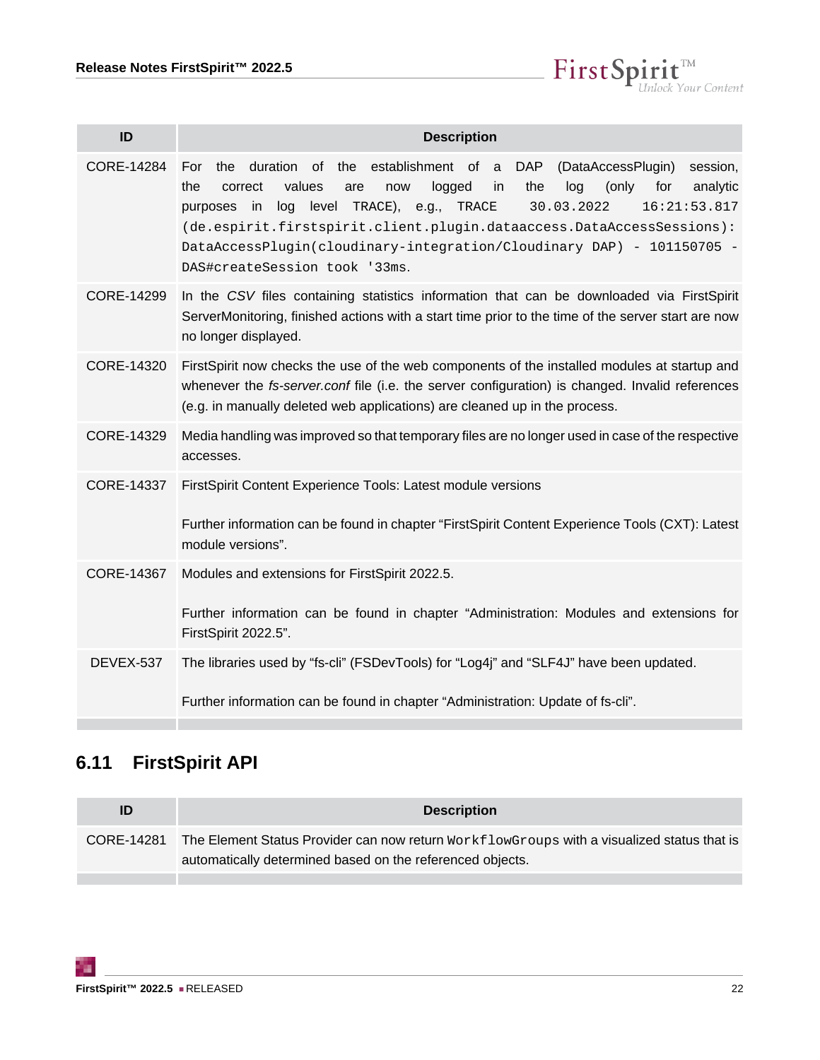| ID | Description |
| --- | --- |
| CORE-14284 | For the duration of the establishment of a DAP (DataAccessPlugin) session, the correct values are now logged in the log (only for analytic purposes in log level TRACE), e.g., `TRACE 30.03.2022 16:21:53.817 (de.espirit.firstspirit.client.plugin.dataaccess.DataAccessSessions): DataAccessPlugin(cloudinary-integration/Cloudinary DAP) - 101150705 - DAS#createSession took '33ms`. |
| CORE-14299 | In the *CSV* files containing statistics information that can be downloaded via FirstSpirit ServerMonitoring, finished actions with a start time prior to the time of the server start are now no longer displayed. |
| CORE-14320 | FirstSpirit now checks the use of the web components of the installed modules at startup and whenever the *fs-server.conf* file (i.e. the server configuration) is changed. Invalid references (e.g. in manually deleted web applications) are cleaned up in the process. |
| CORE-14329 | Media handling was improved so that temporary files are no longer used in case of the respective accesses. |
| CORE-14337 | FirstSpirit Content Experience Tools: Latest module versions<br><br>Further information can be found in chapter “FirstSpirit Content Experience Tools (CXT): Latest module versions”. |
| CORE-14367 | Modules and extensions for FirstSpirit 2022.5.<br><br>Further information can be found in chapter “Administration: Modules and extensions for FirstSpirit 2022.5”. |
| DEVEX-537 | The libraries used by “fs-cli” (FSDevTools) for “Log4j” and “SLF4J” have been updated.<br><br>Further information can be found in chapter “Administration: Update of fs-cli”. |

## 6.11 FirstSpirit API

| ID | Description |
| --- | --- |
| CORE-14281 | The Element Status Provider can now return `WorkflowGroups` with a visualized status that is automatically determined based on the referenced objects. |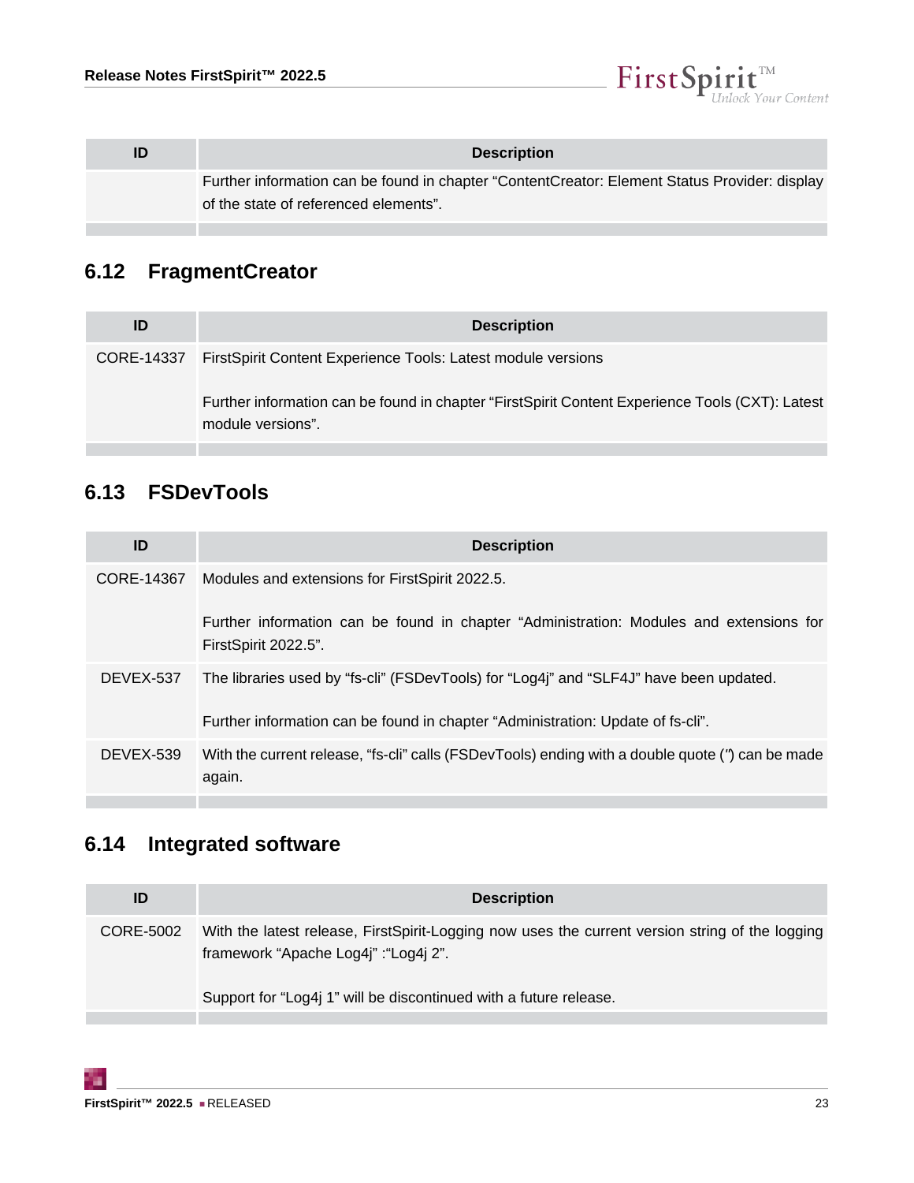| ID | Description |
| --- | --- |
| | Further information can be found in chapter “ContentCreator: Element Status Provider: display of the state of referenced elements”. |

## 6.12 FragmentCreator

| ID | Description |
| --- | --- |
| CORE-14337 | FirstSpirit Content Experience Tools: Latest module versions<br><br>Further information can be found in chapter “FirstSpirit Content Experience Tools (CXT): Latest module versions”. |

## 6.13 FSDevTools

| ID | Description |
| --- | --- |
| CORE-14367 | Modules and extensions for FirstSpirit 2022.5.<br><br>Further information can be found in chapter “Administration: Modules and extensions for FirstSpirit 2022.5”. |
| DEVEX-537 | The libraries used by “fs-cli” (FSDevTools) for “Log4j” and “SLF4J” have been updated.<br><br>Further information can be found in chapter “Administration: Update of fs-cli”. |
| DEVEX-539 | With the current release, “fs-cli” calls (FSDevTools) ending with a double quote (“) can be made again. |

## 6.14 Integrated software

| ID | Description |
| --- | --- |
| CORE-5002 | With the latest release, FirstSpirit-Logging now uses the current version string of the logging framework “Apache Log4j” :“Log4j 2”.<br><br>Support for “Log4j 1” will be discontinued with a future release. |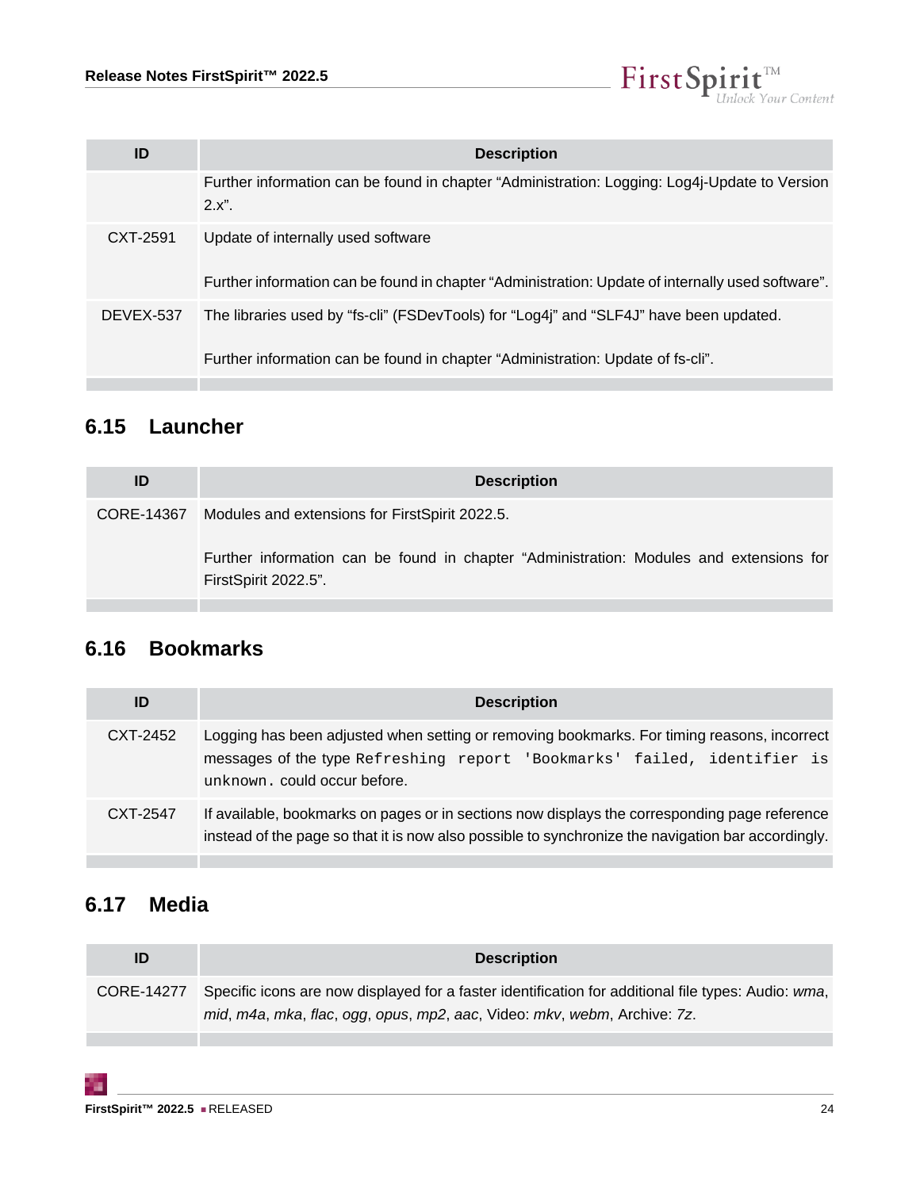| ID | Description |
| --- | --- |
| | Further information can be found in chapter “Administration: Logging: Log4j-Update to Version 2.x”. |
| CXT-2591 | Update of internally used software<br><br>Further information can be found in chapter “Administration: Update of internally used software”. |
| DEVEX-537 | The libraries used by “fs-cli” (FSDevTools) for “Log4j” and “SLF4J” have been updated.<br><br>Further information can be found in chapter “Administration: Update of fs-cli”. |

## 6.15 Launcher

| ID | Description |
| --- | --- |
| CORE-14367 | Modules and extensions for FirstSpirit 2022.5.<br><br>Further information can be found in chapter “Administration: Modules and extensions for FirstSpirit 2022.5”. |

## 6.16 Bookmarks

| ID | Description |
| --- | --- |
| CXT-2452 | Logging has been adjusted when setting or removing bookmarks. For timing reasons, incorrect messages of the type `Refreshing report 'Bookmarks' failed, identifier is unknown.` could occur before. |
| CXT-2547 | If available, bookmarks on pages or in sections now displays the corresponding page reference instead of the page so that it is now also possible to synchronize the navigation bar accordingly. |

## 6.17 Media

| ID | Description |
| --- | --- |
| CORE-14277 | Specific icons are now displayed for a faster identification for additional file types: Audio: *wma*, *mid*, *m4a*, *mka*, *flac*, *ogg*, *opus*, *mp2*, *aac*, Video: *mkv*, *webm*, Archive: *7z*. |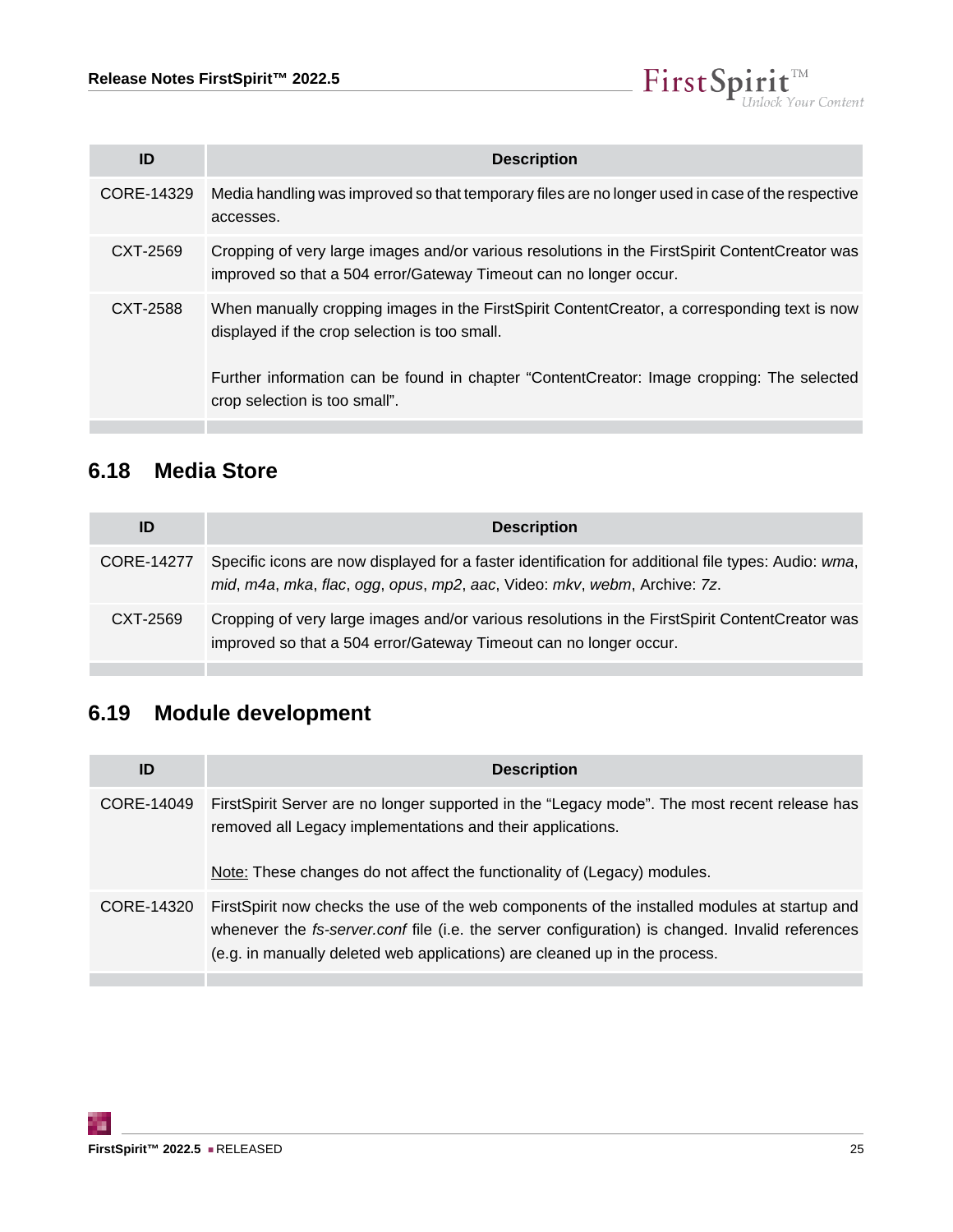| ID | Description |
| --- | --- |
| CORE-14329 | Media handling was improved so that temporary files are no longer used in case of the respective accesses. |
| CXT-2569 | Cropping of very large images and/or various resolutions in the FirstSpirit ContentCreator was improved so that a 504 error/Gateway Timeout can no longer occur. |
| CXT-2588 | When manually cropping images in the FirstSpirit ContentCreator, a corresponding text is now displayed if the crop selection is too small.<br><br>Further information can be found in chapter “ContentCreator: Image cropping: The selected crop selection is too small”. |

## 6.18 Media Store

| ID | Description |
| --- | --- |
| CORE-14277 | Specific icons are now displayed for a faster identification for additional file types: Audio: *wma*, *mid*, *m4a*, *mka*, *flac*, *ogg*, *opus*, *mp2*, *aac*, Video: *mkv*, *webm*, Archive: *7z*. |
| CXT-2569 | Cropping of very large images and/or various resolutions in the FirstSpirit ContentCreator was improved so that a 504 error/Gateway Timeout can no longer occur. |

## 6.19 Module development

| ID | Description |
| --- | --- |
| CORE-14049 | FirstSpirit Server are no longer supported in the “Legacy mode”. The most recent release has removed all Legacy implementations and their applications.<br><br>Note: These changes do not affect the functionality of (Legacy) modules. |
| CORE-14320 | FirstSpirit now checks the use of the web components of the installed modules at startup and whenever the *fs-server.conf* file (i.e. the server configuration) is changed. Invalid references (e.g. in manually deleted web applications) are cleaned up in the process. |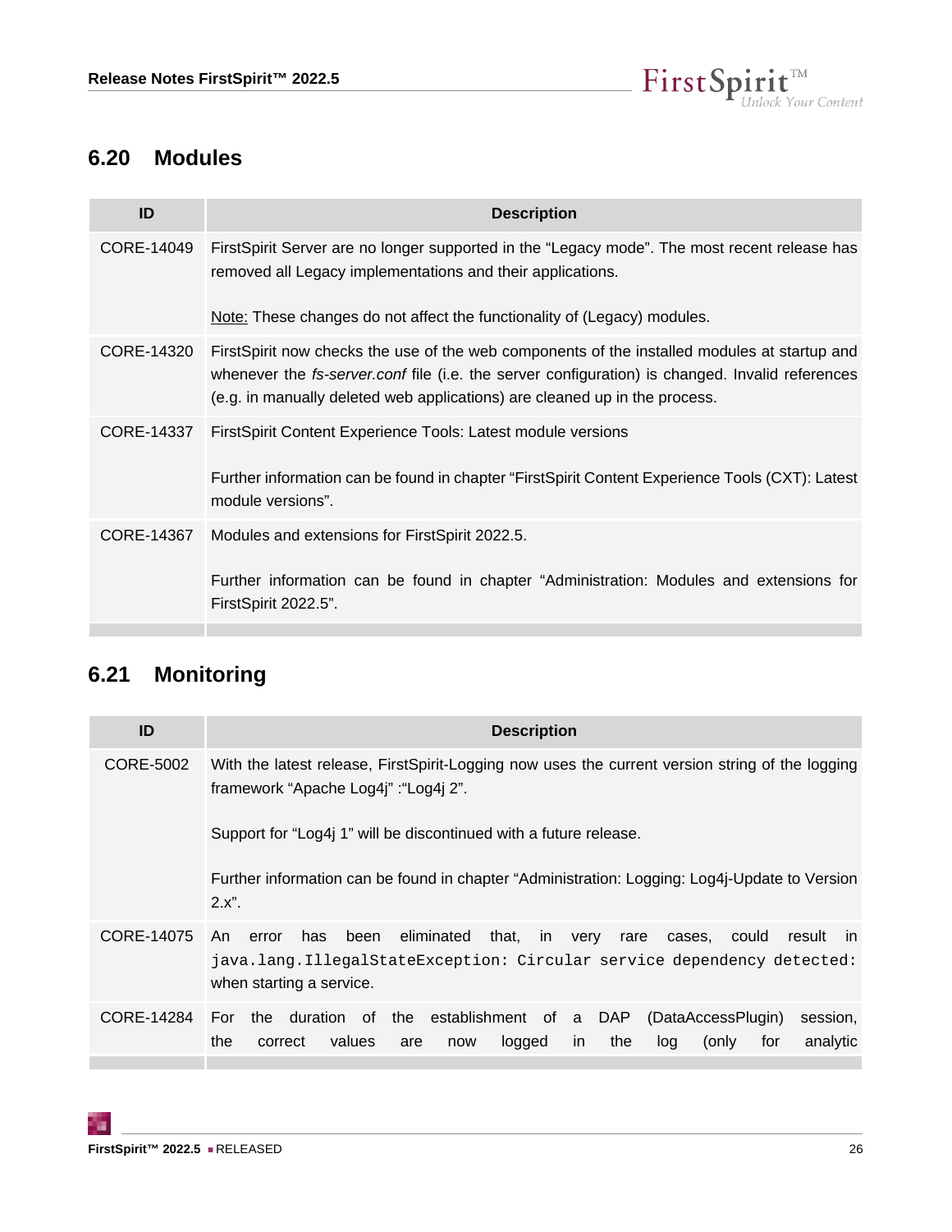## 6.20 Modules

| ID | Description |
|---|---|
| CORE-14049 | FirstSpirit Server are no longer supported in the “Legacy mode”. The most recent release has removed all Legacy implementations and their applications.<br><br><u>Note:</u> These changes do not affect the functionality of (Legacy) modules. |
| CORE-14320 | FirstSpirit now checks the use of the web components of the installed modules at startup and whenever the *fs-server.conf* file (i.e. the server configuration) is changed. Invalid references (e.g. in manually deleted web applications) are cleaned up in the process. |
| CORE-14337 | FirstSpirit Content Experience Tools: Latest module versions<br><br>Further information can be found in chapter “FirstSpirit Content Experience Tools (CXT): Latest module versions”. |
| CORE-14367 | Modules and extensions for FirstSpirit 2022.5.<br><br>Further information can be found in chapter “Administration: Modules and extensions for FirstSpirit 2022.5”. |

## 6.21 Monitoring

| ID | Description |
|---|---|
| CORE-5002 | With the latest release, FirstSpirit-Logging now uses the current version string of the logging framework “Apache Log4j” :“Log4j 2”.<br><br>Support for “Log4j 1” will be discontinued with a future release.<br><br>Further information can be found in chapter “Administration: Logging: Log4j-Update to Version 2.x”. |
| CORE-14075 | An error has been eliminated that, in very rare cases, could result in `java.lang.IllegalStateException: Circular service dependency detected:` when starting a service. |
| CORE-14284 | For the duration of the establishment of a DAP (DataAccessPlugin) session, the correct values are now logged in the log (only for analytic |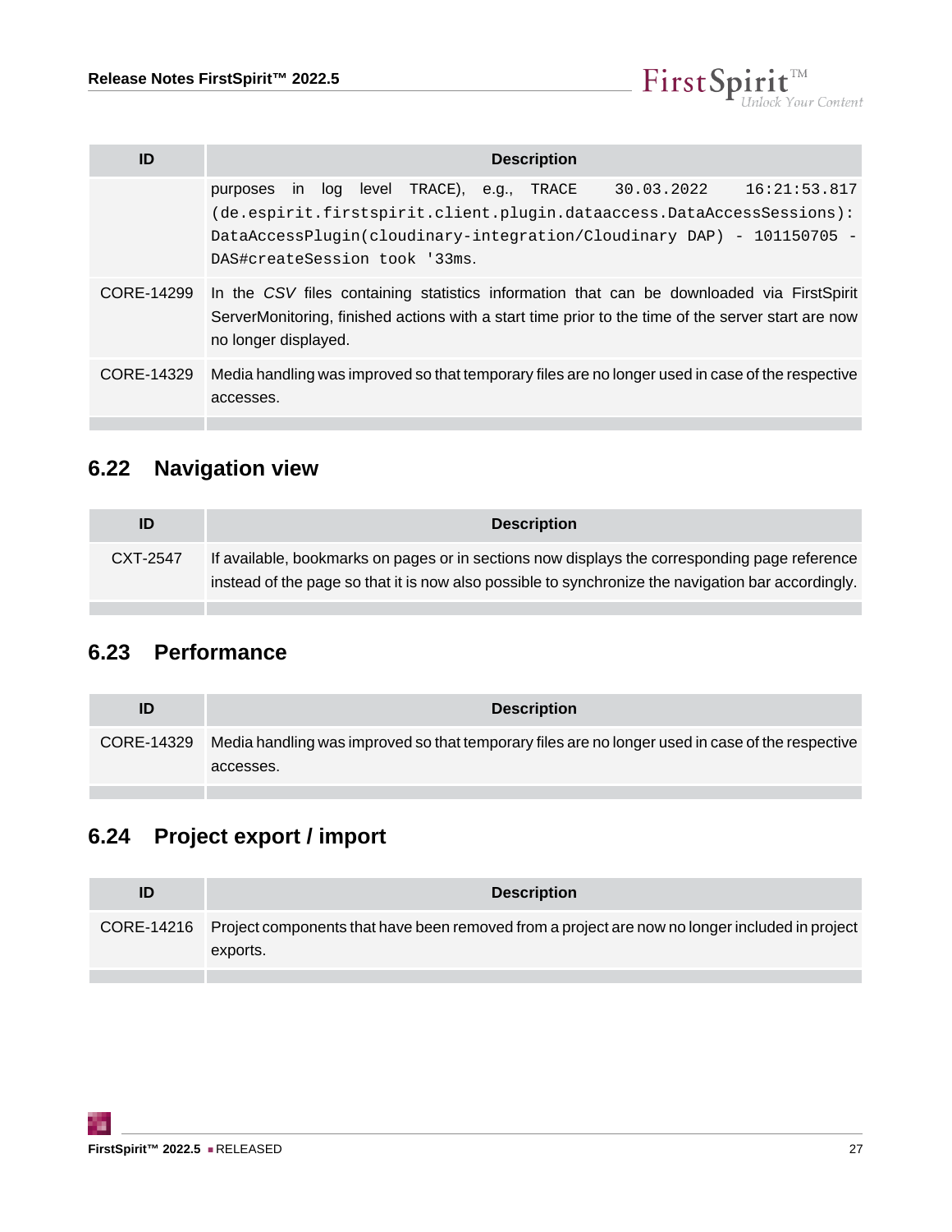| ID | Description |
| --- | --- |
| | purposes in log level TRACE), e.g., `TRACE 30.03.2022 16:21:53.817 (de.espirit.firstspirit.client.plugin.dataaccess.DataAccessSessions): DataAccessPlugin(cloudinary-integration/Cloudinary DAP) - 101150705 - DAS#createSession took '33ms`. |
| CORE-14299 | In the *CSV* files containing statistics information that can be downloaded via FirstSpirit ServerMonitoring, finished actions with a start time prior to the time of the server start are now no longer displayed. |
| CORE-14329 | Media handling was improved so that temporary files are no longer used in case of the respective accesses. |

## 6.22 Navigation view

| ID | Description |
| --- | --- |
| CXT-2547 | If available, bookmarks on pages or in sections now displays the corresponding page reference instead of the page so that it is now also possible to synchronize the navigation bar accordingly. |

## 6.23 Performance

| ID | Description |
| --- | --- |
| CORE-14329 | Media handling was improved so that temporary files are no longer used in case of the respective accesses. |

## 6.24 Project export / import

| ID | Description |
| --- | --- |
| CORE-14216 | Project components that have been removed from a project are now no longer included in project exports. |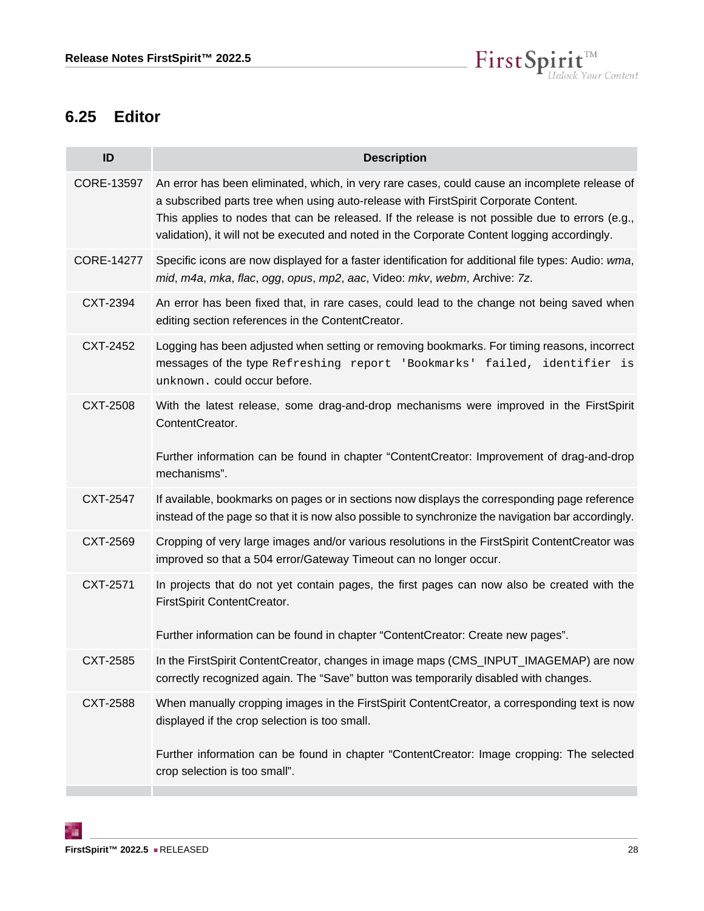## 6.25 Editor

| ID | Description |
|---|---|
| CORE-13597 | An error has been eliminated, which, in very rare cases, could cause an incomplete release of a subscribed parts tree when using auto-release with FirstSpirit Corporate Content.<br>This applies to nodes that can be released. If the release is not possible due to errors (e.g., validation), it will not be executed and noted in the Corporate Content logging accordingly. |
| CORE-14277 | Specific icons are now displayed for a faster identification for additional file types: Audio: *wma*, *mid*, *m4a*, *mka*, *flac*, *ogg*, *opus*, *mp2*, *aac*, Video: *mkv*, *webm*, Archive: *7z*. |
| CXT-2394 | An error has been fixed that, in rare cases, could lead to the change not being saved when editing section references in the ContentCreator. |
| CXT-2452 | Logging has been adjusted when setting or removing bookmarks. For timing reasons, incorrect messages of the type `Refreshing report 'Bookmarks' failed, identifier is unknown.` could occur before. |
| CXT-2508 | With the latest release, some drag-and-drop mechanisms were improved in the FirstSpirit ContentCreator.<br><br>Further information can be found in chapter “ContentCreator: Improvement of drag-and-drop mechanisms”. |
| CXT-2547 | If available, bookmarks on pages or in sections now displays the corresponding page reference instead of the page so that it is now also possible to synchronize the navigation bar accordingly. |
| CXT-2569 | Cropping of very large images and/or various resolutions in the FirstSpirit ContentCreator was improved so that a 504 error/Gateway Timeout can no longer occur. |
| CXT-2571 | In projects that do not yet contain pages, the first pages can now also be created with the FirstSpirit ContentCreator.<br><br>Further information can be found in chapter “ContentCreator: Create new pages”. |
| CXT-2585 | In the FirstSpirit ContentCreator, changes in image maps (CMS_INPUT_IMAGEMAP) are now correctly recognized again. The “Save” button was temporarily disabled with changes. |
| CXT-2588 | When manually cropping images in the FirstSpirit ContentCreator, a corresponding text is now displayed if the crop selection is too small.<br><br>Further information can be found in chapter “ContentCreator: Image cropping: The selected crop selection is too small”. |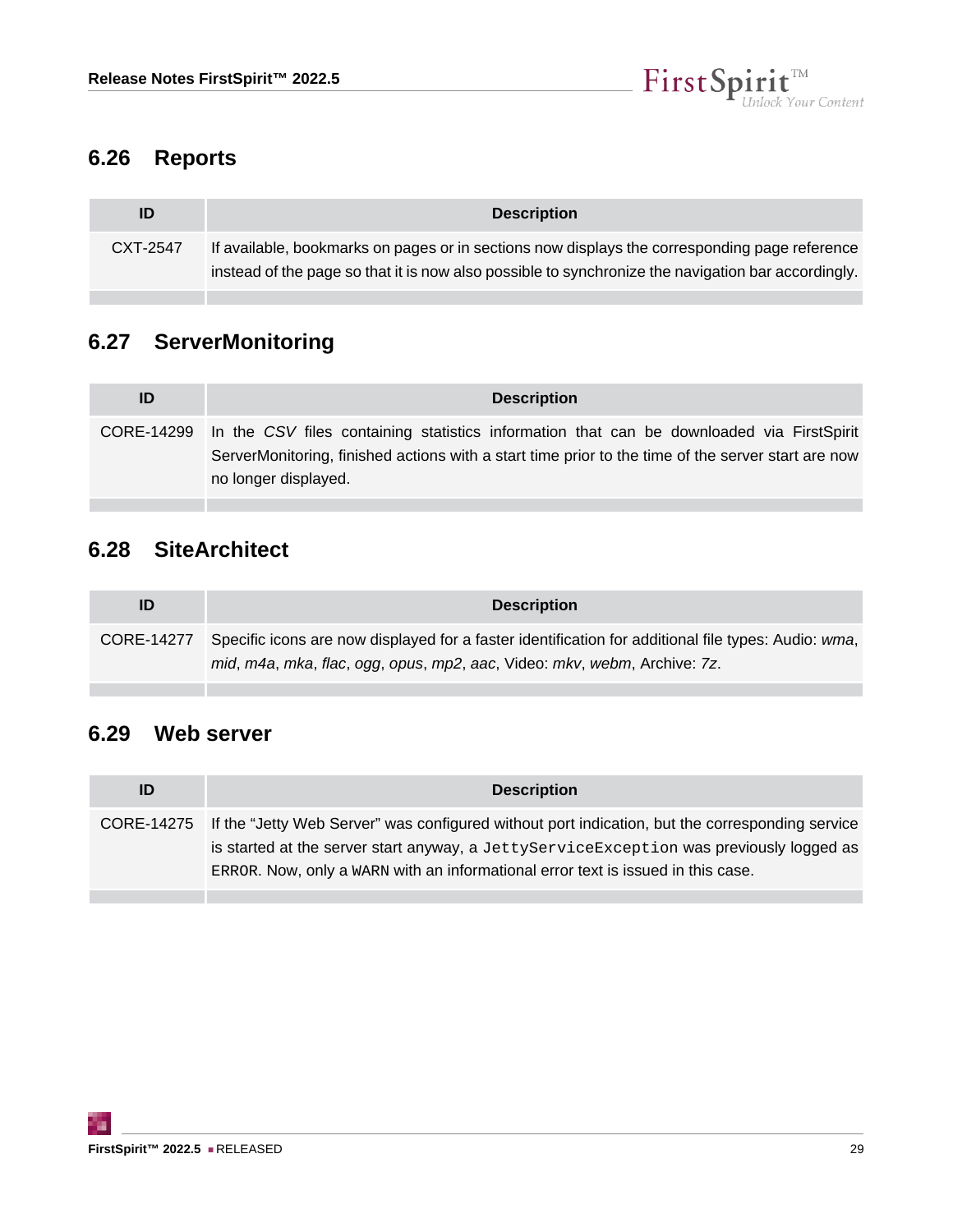## 6.26 Reports

| ID | Description |
|---|---|
| CXT-2547 | If available, bookmarks on pages or in sections now displays the corresponding page reference instead of the page so that it is now also possible to synchronize the navigation bar accordingly. |

## 6.27 ServerMonitoring

| ID | Description |
|---|---|
| CORE-14299 | In the *CSV* files containing statistics information that can be downloaded via FirstSpirit ServerMonitoring, finished actions with a start time prior to the time of the server start are now no longer displayed. |

## 6.28 SiteArchitect

| ID | Description |
|---|---|
| CORE-14277 | Specific icons are now displayed for a faster identification for additional file types: Audio: *wma*, *mid*, *m4a*, *mka*, *flac*, *ogg*, *opus*, *mp2*, *aac*, Video: *mkv*, *webm*, Archive: *7z*. |

## 6.29 Web server

| ID | Description |
|---|---|
| CORE-14275 | If the "Jetty Web Server" was configured without port indication, but the corresponding service is started at the server start anyway, a `JettyServiceException` was previously logged as `ERROR`. Now, only a `WARN` with an informational error text is issued in this case. |